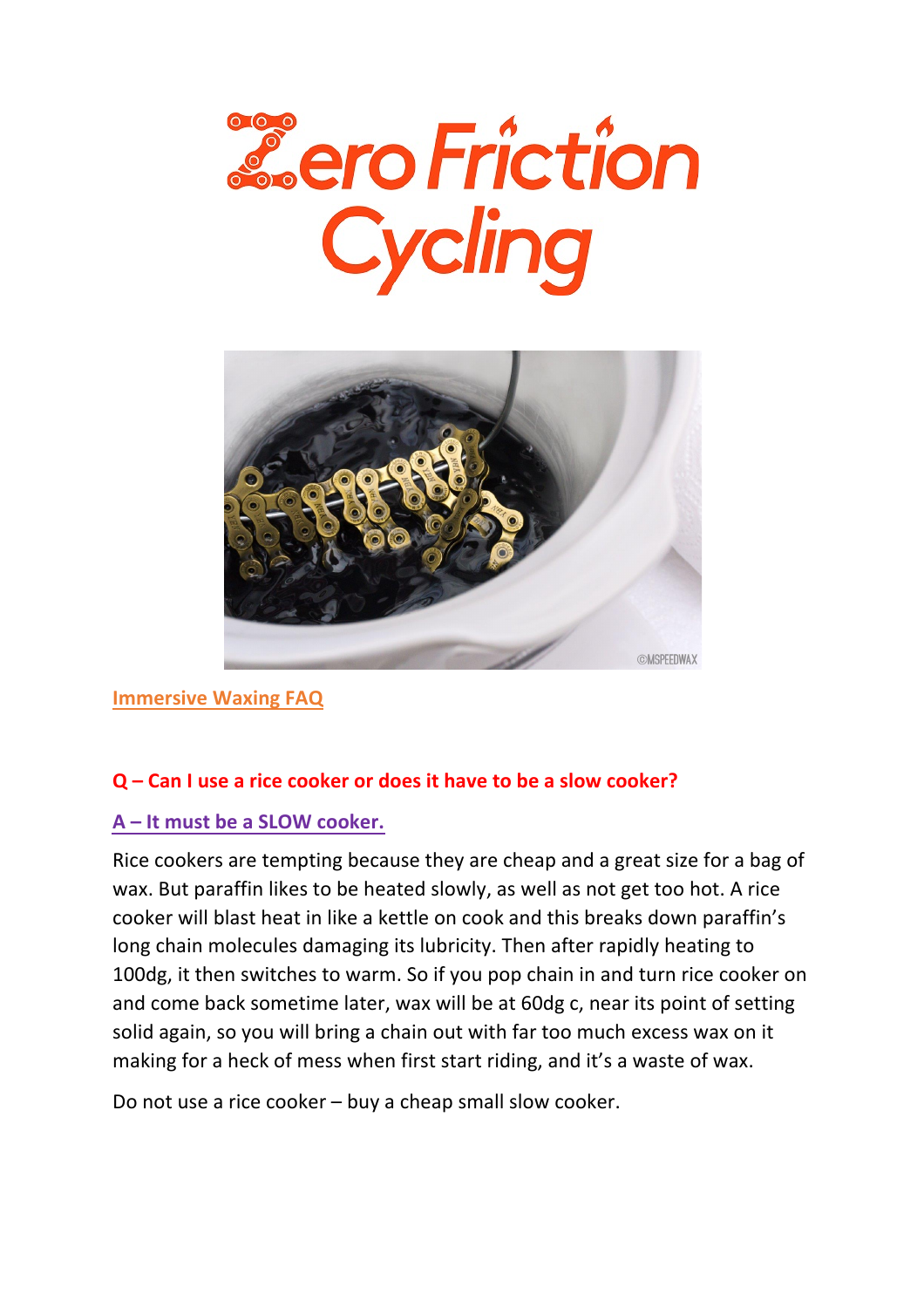# Zero Friction Cycling

## Immersive Waxing FAQ

### Q – Can I use a rice cooker or does it have to be a slow cooker?

**A – It must be a SLOW cooker.**

Rice cookers are tempting because they are cheap and a great size for a bag of wax. But paraffin likes to be heated slowly, as well as not get too hot. A rice cooker will blast heat in like a kettle on cook and this breaks down paraffin's long chain molecules damaging its lubricity. Then after rapidly heating to 100dg, it then switches to warm. So if you pop chain in and turn rice cooker on and come back sometime later, wax will be at 60dg c, near its point of setting solid again, so you will bring a chain out with far too much excess wax on it making for a heck of mess when first start riding, and it's a waste of wax.

Do not use a rice cooker – buy a cheap small slow cooker.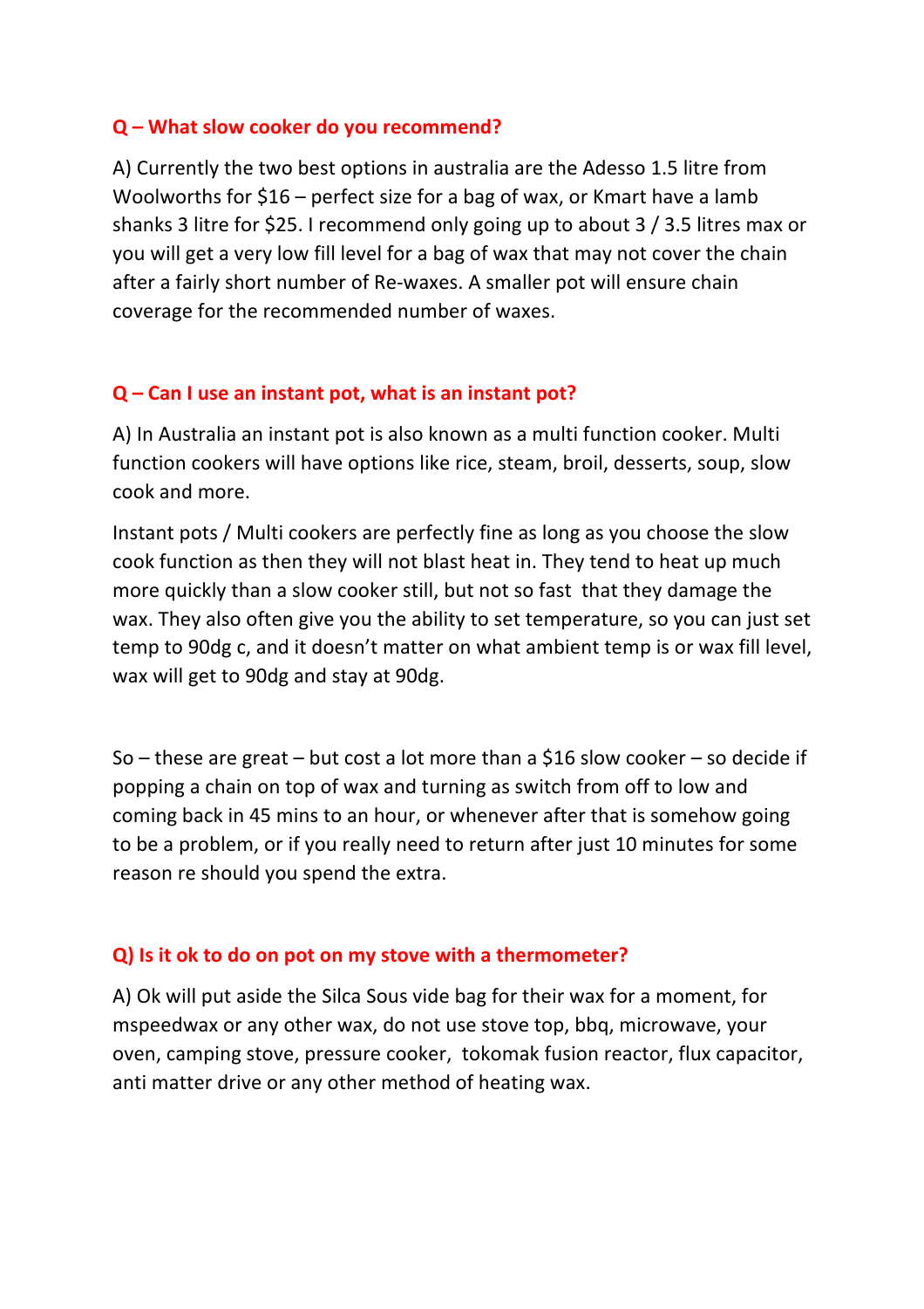**Q – What slow cooker do you recommend?**

A) Currently the two best options in australia are the Adesso 1.5 litre from Woolworths for $16 – perfect size for a bag of wax, or Kmart have a lamb shanks 3 litre for $25. I recommend only going up to about 3 / 3.5 litres max or you will get a very low fill level for a bag of wax that may not cover the chain after a fairly short number of Re-waxes. A smaller pot will ensure chain coverage for the recommended number of waxes.

**Q – Can I use an instant pot, what is an instant pot?**

A) In Australia an instant pot is also known as a multi function cooker. Multi function cookers will have options like rice, steam, broil, desserts, soup, slow cook and more.

Instant pots / Multi cookers are perfectly fine as long as you choose the slow cook function as then they will not blast heat in. They tend to heat up much more quickly than a slow cooker still, but not so fast that they damage the wax. They also often give you the ability to set temperature, so you can just set temp to 90dg c, and it doesn't matter on what ambient temp is or wax fill level, wax will get to 90dg and stay at 90dg.

So – these are great – but cost a lot more than a $16 slow cooker – so decide if popping a chain on top of wax and turning as switch from off to low and coming back in 45 mins to an hour, or whenever after that is somehow going to be a problem, or if you really need to return after just 10 minutes for some reason re should you spend the extra.

**Q) Is it ok to do on pot on my stove with a thermometer?**

A) Ok will put aside the Silca Sous vide bag for their wax for a moment, for mspeedwax or any other wax, do not use stove top, bbq, microwave, your oven, camping stove, pressure cooker, tokomak fusion reactor, flux capacitor, anti matter drive or any other method of heating wax.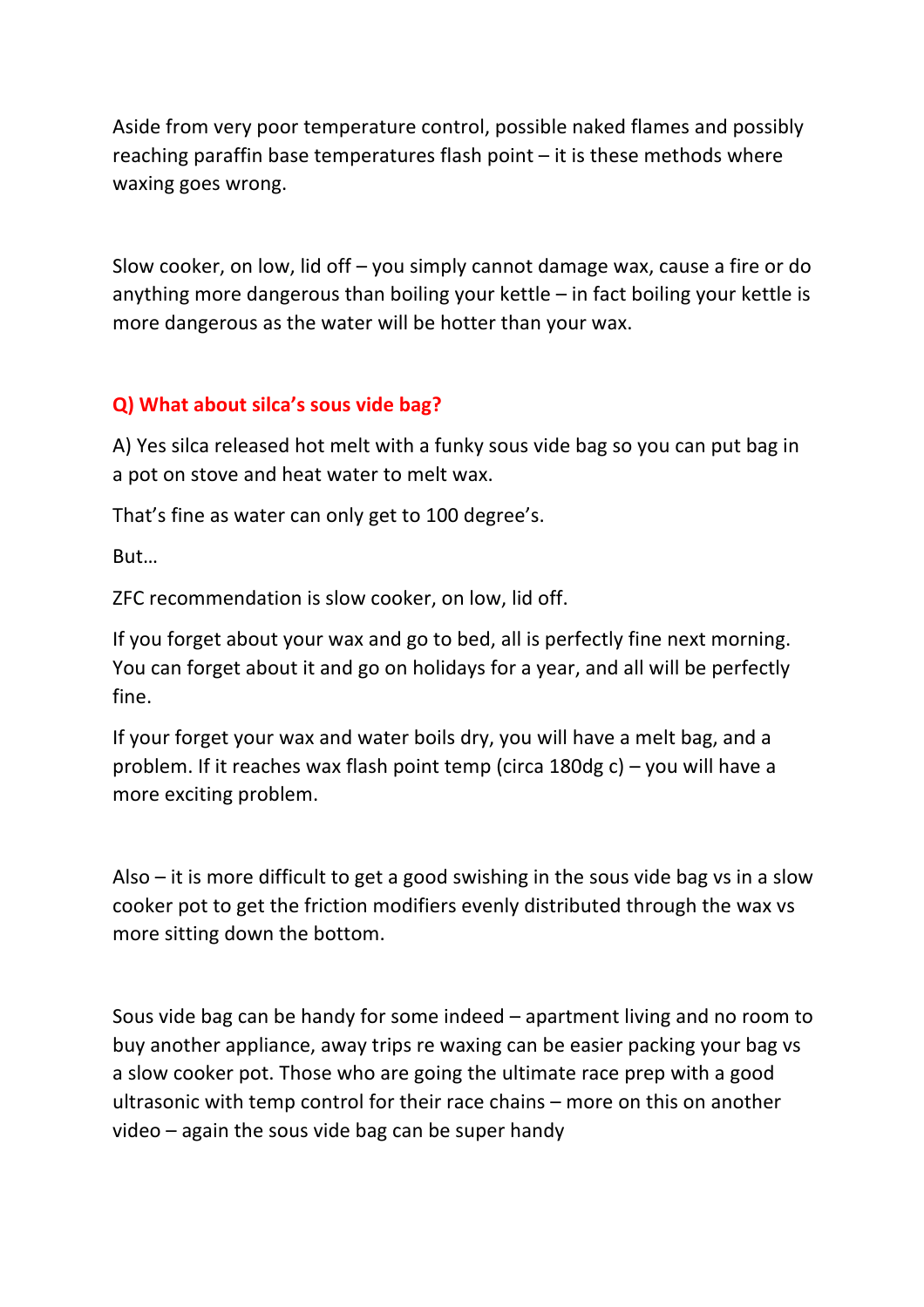Aside from very poor temperature control, possible naked flames and possibly reaching paraffin base temperatures flash point – it is these methods where waxing goes wrong.

Slow cooker, on low, lid off – you simply cannot damage wax, cause a fire or do anything more dangerous than boiling your kettle – in fact boiling your kettle is more dangerous as the water will be hotter than your wax.

**Q) What about silca's sous vide bag?**

A) Yes silca released hot melt with a funky sous vide bag so you can put bag in a pot on stove and heat water to melt wax.

That's fine as water can only get to 100 degree's.

But…

ZFC recommendation is slow cooker, on low, lid off.

If you forget about your wax and go to bed, all is perfectly fine next morning. You can forget about it and go on holidays for a year, and all will be perfectly fine.

If your forget your wax and water boils dry, you will have a melt bag, and a problem. If it reaches wax flash point temp (circa 180dg c) – you will have a more exciting problem.

Also – it is more difficult to get a good swishing in the sous vide bag vs in a slow cooker pot to get the friction modifiers evenly distributed through the wax vs more sitting down the bottom.

Sous vide bag can be handy for some indeed – apartment living and no room to buy another appliance, away trips re waxing can be easier packing your bag vs a slow cooker pot. Those who are going the ultimate race prep with a good ultrasonic with temp control for their race chains – more on this on another video – again the sous vide bag can be super handy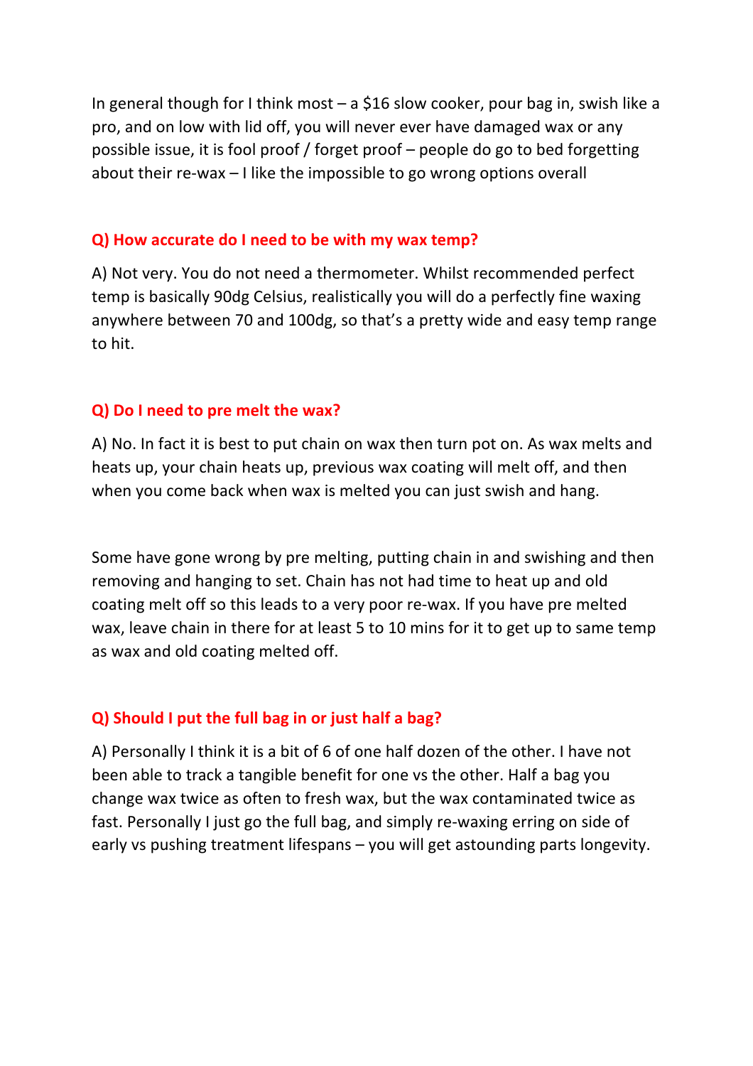In general though for I think most – a $16 slow cooker, pour bag in, swish like a pro, and on low with lid off, you will never ever have damaged wax or any possible issue, it is fool proof / forget proof – people do go to bed forgetting about their re-wax – I like the impossible to go wrong options overall

**Q) How accurate do I need to be with my wax temp?**

A) Not very. You do not need a thermometer. Whilst recommended perfect temp is basically 90dg Celsius, realistically you will do a perfectly fine waxing anywhere between 70 and 100dg, so that's a pretty wide and easy temp range to hit.

**Q) Do I need to pre melt the wax?**

A) No. In fact it is best to put chain on wax then turn pot on. As wax melts and heats up, your chain heats up, previous wax coating will melt off, and then when you come back when wax is melted you can just swish and hang.

Some have gone wrong by pre melting, putting chain in and swishing and then removing and hanging to set. Chain has not had time to heat up and old coating melt off so this leads to a very poor re-wax. If you have pre melted wax, leave chain in there for at least 5 to 10 mins for it to get up to same temp as wax and old coating melted off.

**Q) Should I put the full bag in or just half a bag?**

A) Personally I think it is a bit of 6 of one half dozen of the other. I have not been able to track a tangible benefit for one vs the other. Half a bag you change wax twice as often to fresh wax, but the wax contaminated twice as fast. Personally I just go the full bag, and simply re-waxing erring on side of early vs pushing treatment lifespans – you will get astounding parts longevity.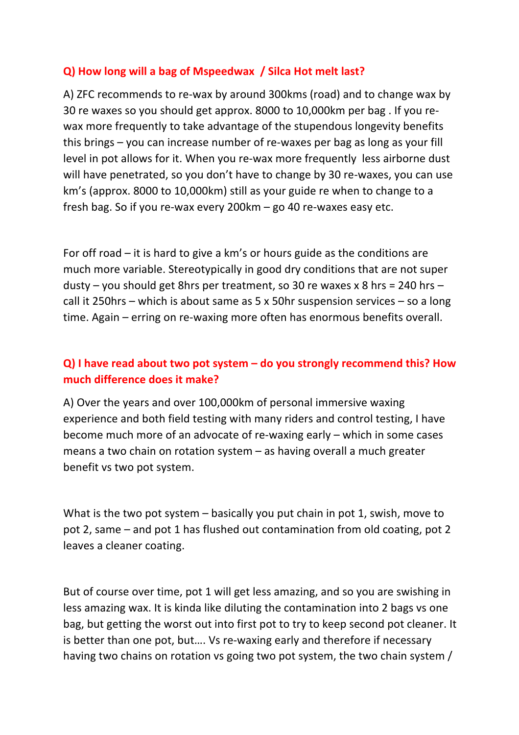**Q) How long will a bag of Mspeedwax / Silca Hot melt last?**

A) ZFC recommends to re-wax by around 300kms (road) and to change wax by 30 re waxes so you should get approx. 8000 to 10,000km per bag . If you re-wax more frequently to take advantage of the stupendous longevity benefits this brings – you can increase number of re-waxes per bag as long as your fill level in pot allows for it. When you re-wax more frequently less airborne dust will have penetrated, so you don't have to change by 30 re-waxes, you can use km's (approx. 8000 to 10,000km) still as your guide re when to change to a fresh bag. So if you re-wax every 200km – go 40 re-waxes easy etc.

For off road – it is hard to give a km's or hours guide as the conditions are much more variable. Stereotypically in good dry conditions that are not super dusty – you should get 8hrs per treatment, so 30 re waxes x 8 hrs = 240 hrs – call it 250hrs – which is about same as 5 x 50hr suspension services – so a long time. Again – erring on re-waxing more often has enormous benefits overall.

**Q) I have read about two pot system – do you strongly recommend this? How much difference does it make?**

A) Over the years and over 100,000km of personal immersive waxing experience and both field testing with many riders and control testing, I have become much more of an advocate of re-waxing early – which in some cases means a two chain on rotation system – as having overall a much greater benefit vs two pot system.

What is the two pot system – basically you put chain in pot 1, swish, move to pot 2, same – and pot 1 has flushed out contamination from old coating, pot 2 leaves a cleaner coating.

But of course over time, pot 1 will get less amazing, and so you are swishing in less amazing wax. It is kinda like diluting the contamination into 2 bags vs one bag, but getting the worst out into first pot to try to keep second pot cleaner. It is better than one pot, but…. Vs re-waxing early and therefore if necessary having two chains on rotation vs going two pot system, the two chain system /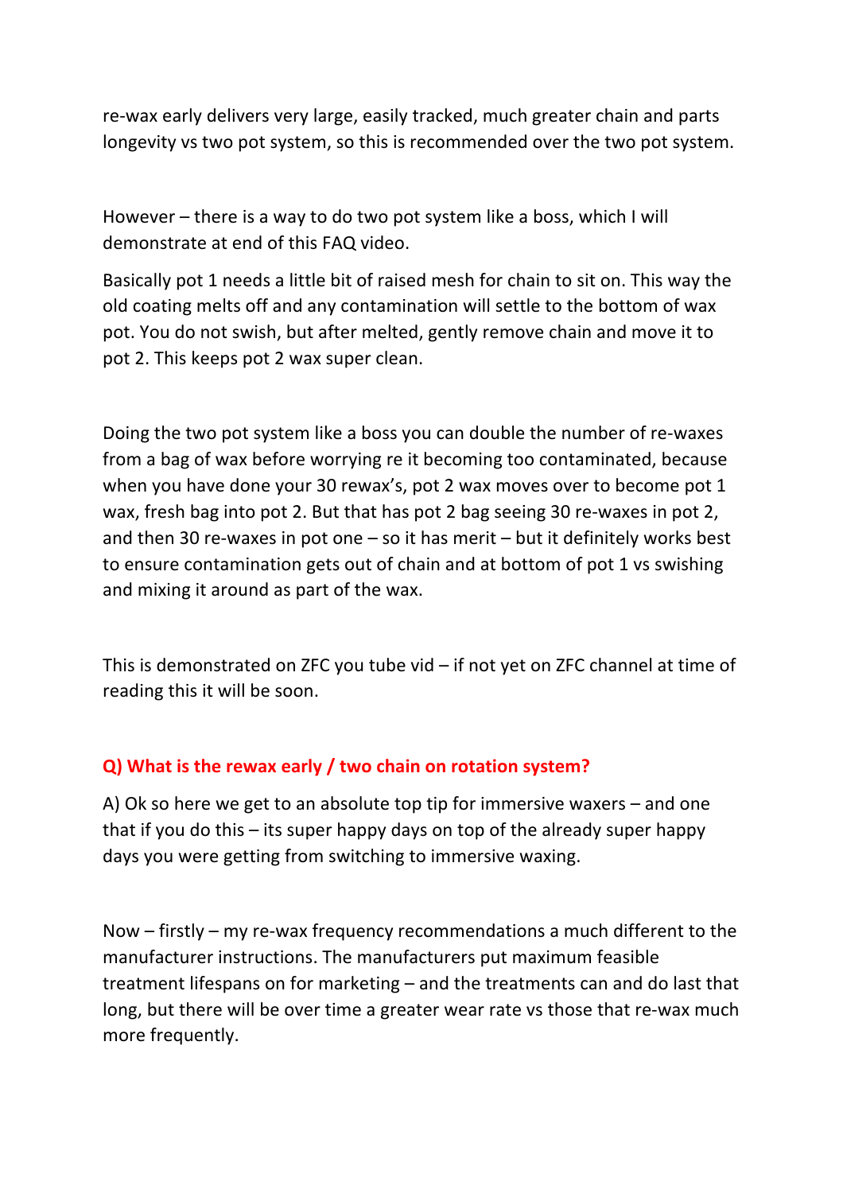re-wax early delivers very large, easily tracked, much greater chain and parts longevity vs two pot system, so this is recommended over the two pot system.

However – there is a way to do two pot system like a boss, which I will demonstrate at end of this FAQ video.

Basically pot 1 needs a little bit of raised mesh for chain to sit on. This way the old coating melts off and any contamination will settle to the bottom of wax pot. You do not swish, but after melted, gently remove chain and move it to pot 2. This keeps pot 2 wax super clean.

Doing the two pot system like a boss you can double the number of re-waxes from a bag of wax before worrying re it becoming too contaminated, because when you have done your 30 rewax's, pot 2 wax moves over to become pot 1 wax, fresh bag into pot 2. But that has pot 2 bag seeing 30 re-waxes in pot 2, and then 30 re-waxes in pot one – so it has merit – but it definitely works best to ensure contamination gets out of chain and at bottom of pot 1 vs swishing and mixing it around as part of the wax.

This is demonstrated on ZFC you tube vid – if not yet on ZFC channel at time of reading this it will be soon.

### Q) What is the rewax early / two chain on rotation system?

A) Ok so here we get to an absolute top tip for immersive waxers – and one that if you do this – its super happy days on top of the already super happy days you were getting from switching to immersive waxing.

Now – firstly – my re-wax frequency recommendations a much different to the manufacturer instructions. The manufacturers put maximum feasible treatment lifespans on for marketing – and the treatments can and do last that long, but there will be over time a greater wear rate vs those that re-wax much more frequently.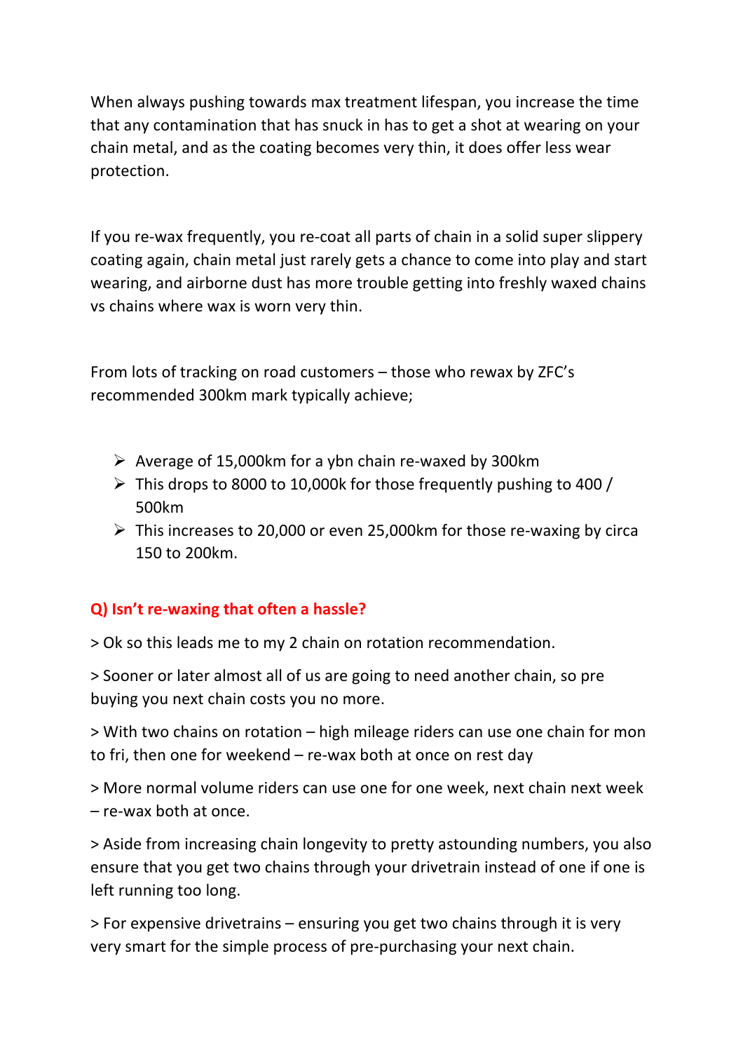When always pushing towards max treatment lifespan, you increase the time that any contamination that has snuck in has to get a shot at wearing on your chain metal, and as the coating becomes very thin, it does offer less wear protection.

If you re-wax frequently, you re-coat all parts of chain in a solid super slippery coating again, chain metal just rarely gets a chance to come into play and start wearing, and airborne dust has more trouble getting into freshly waxed chains vs chains where wax is worn very thin.

From lots of tracking on road customers – those who rewax by ZFC's recommended 300km mark typically achieve;

- Average of 15,000km for a ybn chain re-waxed by 300km
- This drops to 8000 to 10,000k for those frequently pushing to 400 / 500km
- This increases to 20,000 or even 25,000km for those re-waxing by circa 150 to 200km.

**Q) Isn't re-waxing that often a hassle?**

> Ok so this leads me to my 2 chain on rotation recommendation.

> Sooner or later almost all of us are going to need another chain, so pre buying you next chain costs you no more.

> With two chains on rotation – high mileage riders can use one chain for mon to fri, then one for weekend – re-wax both at once on rest day

> More normal volume riders can use one for one week, next chain next week – re-wax both at once.

> Aside from increasing chain longevity to pretty astounding numbers, you also ensure that you get two chains through your drivetrain instead of one if one is left running too long.

> For expensive drivetrains – ensuring you get two chains through it is very very smart for the simple process of pre-purchasing your next chain.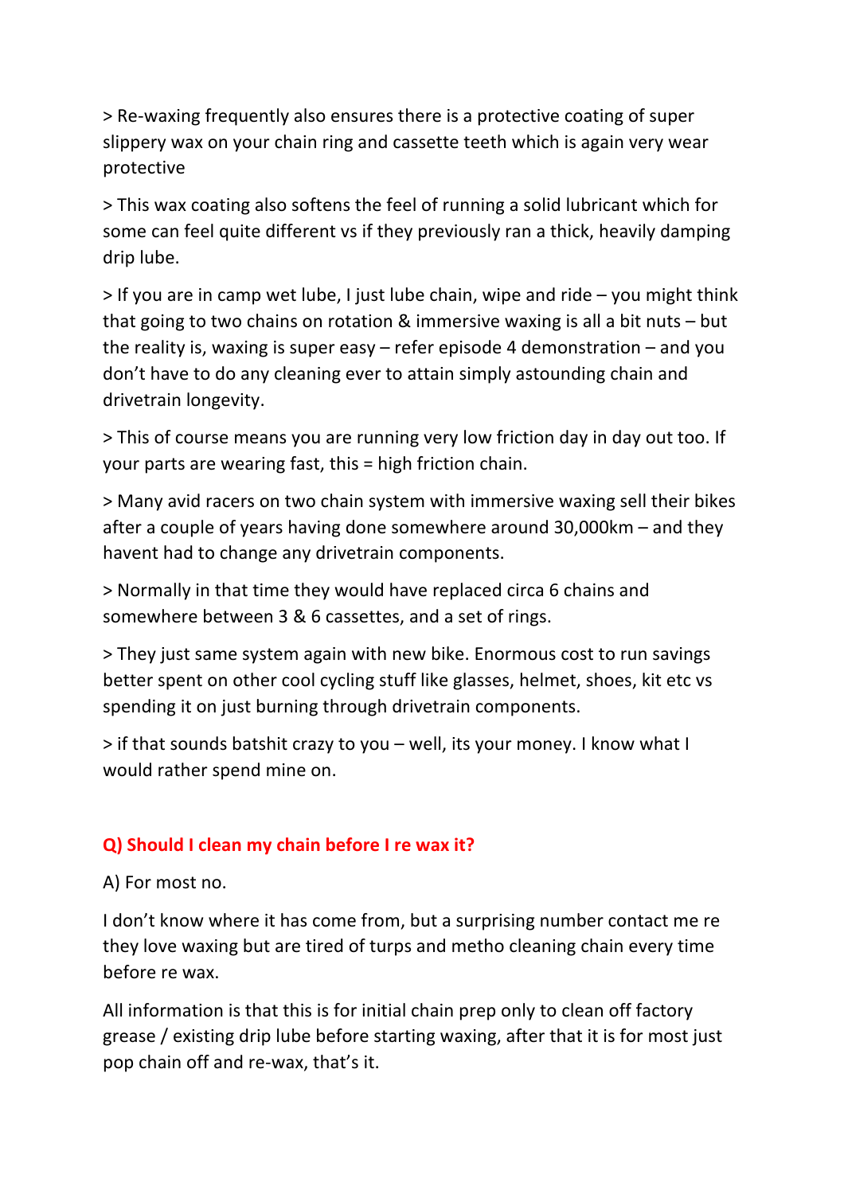> Re-waxing frequently also ensures there is a protective coating of super slippery wax on your chain ring and cassette teeth which is again very wear protective

> This wax coating also softens the feel of running a solid lubricant which for some can feel quite different vs if they previously ran a thick, heavily damping drip lube.

> If you are in camp wet lube, I just lube chain, wipe and ride – you might think that going to two chains on rotation & immersive waxing is all a bit nuts – but the reality is, waxing is super easy – refer episode 4 demonstration – and you don't have to do any cleaning ever to attain simply astounding chain and drivetrain longevity.

> This of course means you are running very low friction day in day out too. If your parts are wearing fast, this = high friction chain.

> Many avid racers on two chain system with immersive waxing sell their bikes after a couple of years having done somewhere around 30,000km – and they havent had to change any drivetrain components.

> Normally in that time they would have replaced circa 6 chains and somewhere between 3 & 6 cassettes, and a set of rings.

> They just same system again with new bike. Enormous cost to run savings better spent on other cool cycling stuff like glasses, helmet, shoes, kit etc vs spending it on just burning through drivetrain components.

> if that sounds batshit crazy to you – well, its your money. I know what I would rather spend mine on.

### Q) Should I clean my chain before I re wax it?

A) For most no.

I don't know where it has come from, but a surprising number contact me re they love waxing but are tired of turps and metho cleaning chain every time before re wax.

All information is that this is for initial chain prep only to clean off factory grease / existing drip lube before starting waxing, after that it is for most just pop chain off and re-wax, that's it.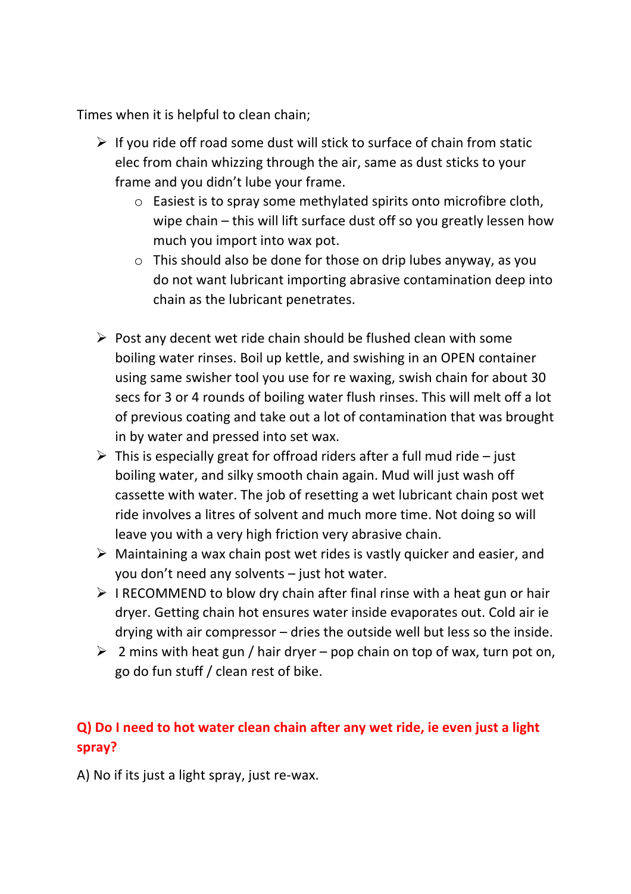Times when it is helpful to clean chain;

- If you ride off road some dust will stick to surface of chain from static elec from chain whizzing through the air, same as dust sticks to your frame and you didn't lube your frame.
    - Easiest is to spray some methylated spirits onto microfibre cloth, wipe chain – this will lift surface dust off so you greatly lessen how much you import into wax pot.
    - This should also be done for those on drip lubes anyway, as you do not want lubricant importing abrasive contamination deep into chain as the lubricant penetrates.

- Post any decent wet ride chain should be flushed clean with some boiling water rinses. Boil up kettle, and swishing in an OPEN container using same swisher tool you use for re waxing, swish chain for about 30 secs for 3 or 4 rounds of boiling water flush rinses. This will melt off a lot of previous coating and take out a lot of contamination that was brought in by water and pressed into set wax.
- This is especially great for offroad riders after a full mud ride – just boiling water, and silky smooth chain again. Mud will just wash off cassette with water. The job of resetting a wet lubricant chain post wet ride involves a litres of solvent and much more time. Not doing so will leave you with a very high friction very abrasive chain.
- Maintaining a wax chain post wet rides is vastly quicker and easier, and you don't need any solvents – just hot water.
- I RECOMMEND to blow dry chain after final rinse with a heat gun or hair dryer. Getting chain hot ensures water inside evaporates out. Cold air ie drying with air compressor – dries the outside well but less so the inside.
- 2 mins with heat gun / hair dryer – pop chain on top of wax, turn pot on, go do fun stuff / clean rest of bike.

**Q) Do I need to hot water clean chain after any wet ride, ie even just a light spray?**

A) No if its just a light spray, just re-wax.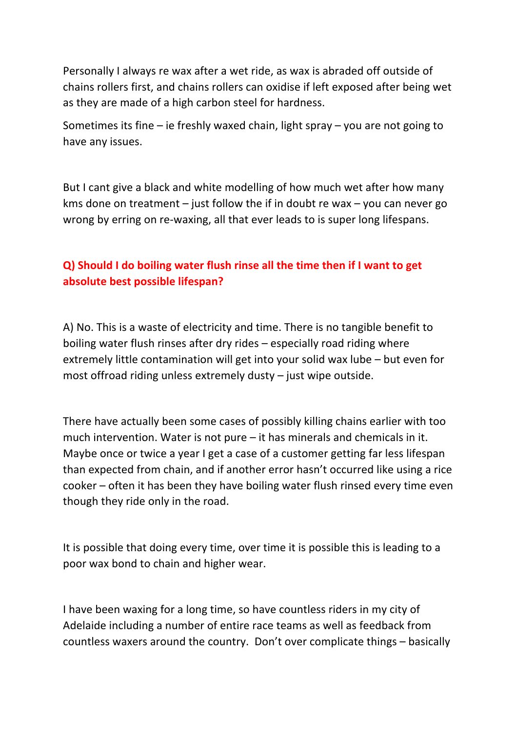Personally I always re wax after a wet ride, as wax is abraded off outside of chains rollers first, and chains rollers can oxidise if left exposed after being wet as they are made of a high carbon steel for hardness.

Sometimes its fine – ie freshly waxed chain, light spray – you are not going to have any issues.

But I cant give a black and white modelling of how much wet after how many kms done on treatment – just follow the if in doubt re wax – you can never go wrong by erring on re-waxing, all that ever leads to is super long lifespans.

**Q) Should I do boiling water flush rinse all the time then if I want to get absolute best possible lifespan?**

A) No. This is a waste of electricity and time. There is no tangible benefit to boiling water flush rinses after dry rides – especially road riding where extremely little contamination will get into your solid wax lube – but even for most offroad riding unless extremely dusty – just wipe outside.

There have actually been some cases of possibly killing chains earlier with too much intervention. Water is not pure – it has minerals and chemicals in it. Maybe once or twice a year I get a case of a customer getting far less lifespan than expected from chain, and if another error hasn't occurred like using a rice cooker – often it has been they have boiling water flush rinsed every time even though they ride only in the road.

It is possible that doing every time, over time it is possible this is leading to a poor wax bond to chain and higher wear.

I have been waxing for a long time, so have countless riders in my city of Adelaide including a number of entire race teams as well as feedback from countless waxers around the country. Don't over complicate things – basically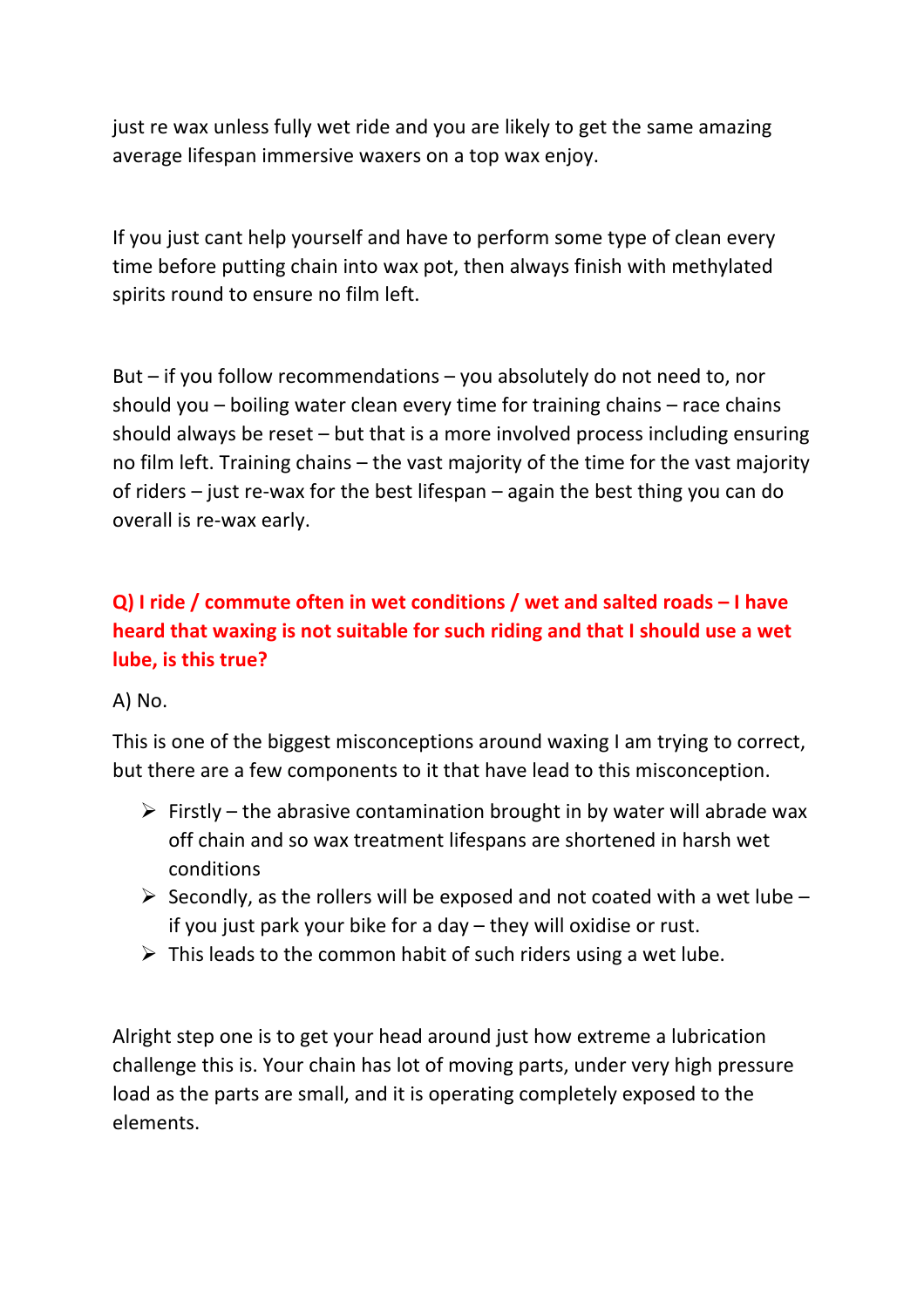just re wax unless fully wet ride and you are likely to get the same amazing average lifespan immersive waxers on a top wax enjoy.

If you just cant help yourself and have to perform some type of clean every time before putting chain into wax pot, then always finish with methylated spirits round to ensure no film left.

But – if you follow recommendations – you absolutely do not need to, nor should you – boiling water clean every time for training chains – race chains should always be reset – but that is a more involved process including ensuring no film left. Training chains – the vast majority of the time for the vast majority of riders – just re-wax for the best lifespan – again the best thing you can do overall is re-wax early.

**Q) I ride / commute often in wet conditions / wet and salted roads – I have heard that waxing is not suitable for such riding and that I should use a wet lube, is this true?**

A) No.

This is one of the biggest misconceptions around waxing I am trying to correct, but there are a few components to it that have lead to this misconception.

- Firstly – the abrasive contamination brought in by water will abrade wax off chain and so wax treatment lifespans are shortened in harsh wet conditions
- Secondly, as the rollers will be exposed and not coated with a wet lube – if you just park your bike for a day – they will oxidise or rust.
- This leads to the common habit of such riders using a wet lube.

Alright step one is to get your head around just how extreme a lubrication challenge this is. Your chain has lot of moving parts, under very high pressure load as the parts are small, and it is operating completely exposed to the elements.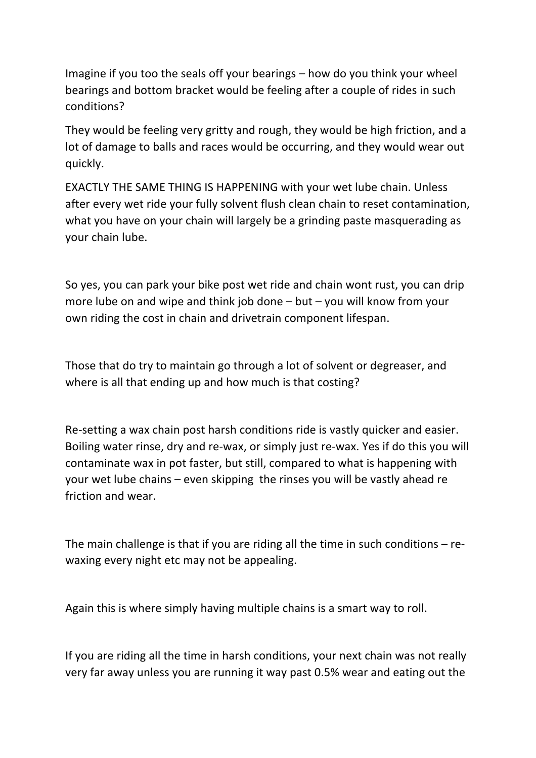Imagine if you too the seals off your bearings – how do you think your wheel bearings and bottom bracket would be feeling after a couple of rides in such conditions?

They would be feeling very gritty and rough, they would be high friction, and a lot of damage to balls and races would be occurring, and they would wear out quickly.

EXACTLY THE SAME THING IS HAPPENING with your wet lube chain. Unless after every wet ride your fully solvent flush clean chain to reset contamination, what you have on your chain will largely be a grinding paste masquerading as your chain lube.

So yes, you can park your bike post wet ride and chain wont rust, you can drip more lube on and wipe and think job done – but – you will know from your own riding the cost in chain and drivetrain component lifespan.

Those that do try to maintain go through a lot of solvent or degreaser, and where is all that ending up and how much is that costing?

Re-setting a wax chain post harsh conditions ride is vastly quicker and easier. Boiling water rinse, dry and re-wax, or simply just re-wax. Yes if do this you will contaminate wax in pot faster, but still, compared to what is happening with your wet lube chains – even skipping the rinses you will be vastly ahead re friction and wear.

The main challenge is that if you are riding all the time in such conditions – re-waxing every night etc may not be appealing.

Again this is where simply having multiple chains is a smart way to roll.

If you are riding all the time in harsh conditions, your next chain was not really very far away unless you are running it way past 0.5% wear and eating out the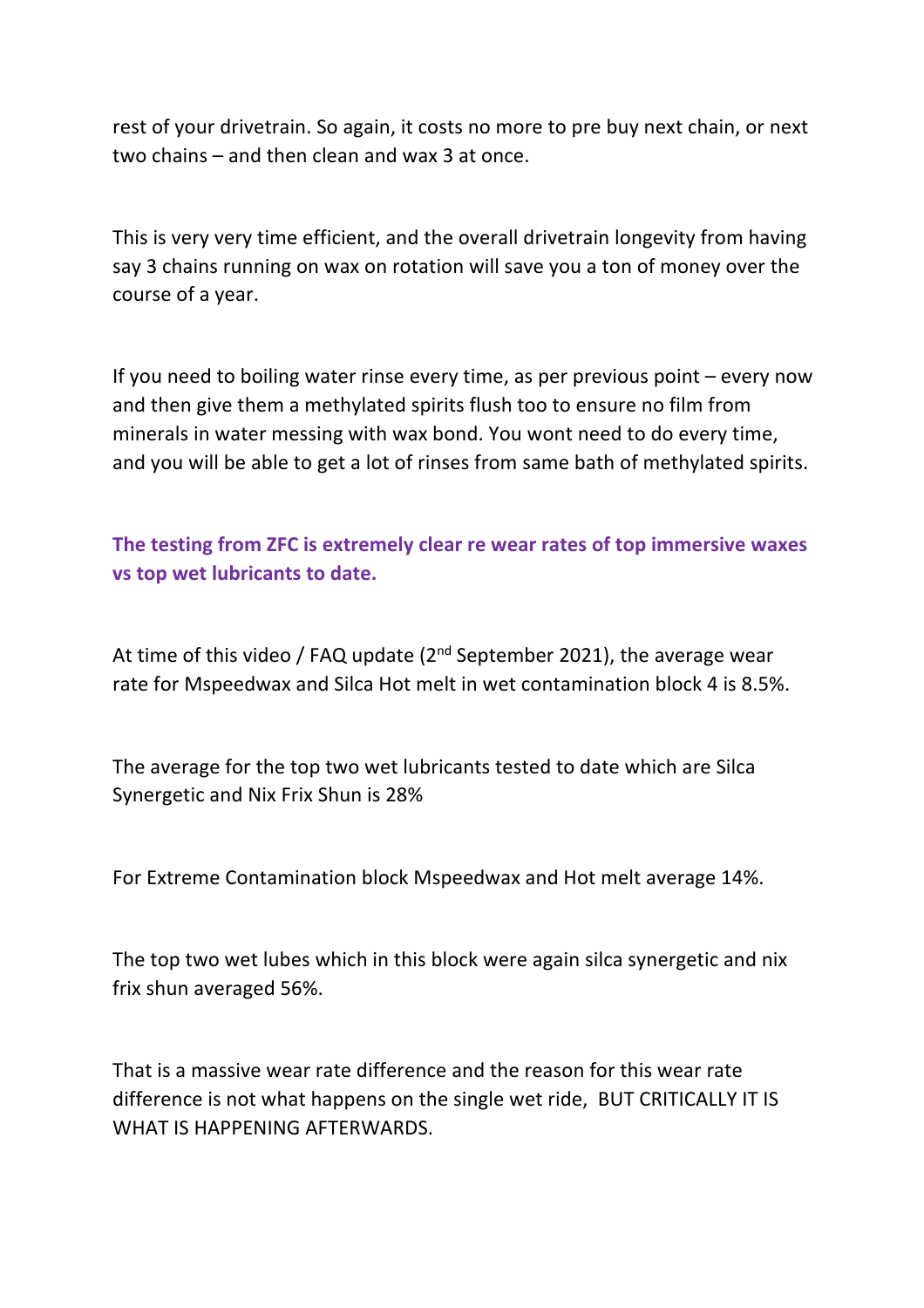rest of your drivetrain. So again, it costs no more to pre buy next chain, or next two chains – and then clean and wax 3 at once.

This is very very time efficient, and the overall drivetrain longevity from having say 3 chains running on wax on rotation will save you a ton of money over the course of a year.

If you need to boiling water rinse every time, as per previous point – every now and then give them a methylated spirits flush too to ensure no film from minerals in water messing with wax bond. You wont need to do every time, and you will be able to get a lot of rinses from same bath of methylated spirits.

**The testing from ZFC is extremely clear re wear rates of top immersive waxes vs top wet lubricants to date.**

At time of this video / FAQ update (2nd September 2021), the average wear rate for Mspeedwax and Silca Hot melt in wet contamination block 4 is 8.5%.

The average for the top two wet lubricants tested to date which are Silca Synergetic and Nix Frix Shun is 28%

For Extreme Contamination block Mspeedwax and Hot melt average 14%.

The top two wet lubes which in this block were again silca synergetic and nix frix shun averaged 56%.

That is a massive wear rate difference and the reason for this wear rate difference is not what happens on the single wet ride, BUT CRITICALLY IT IS WHAT IS HAPPENING AFTERWARDS.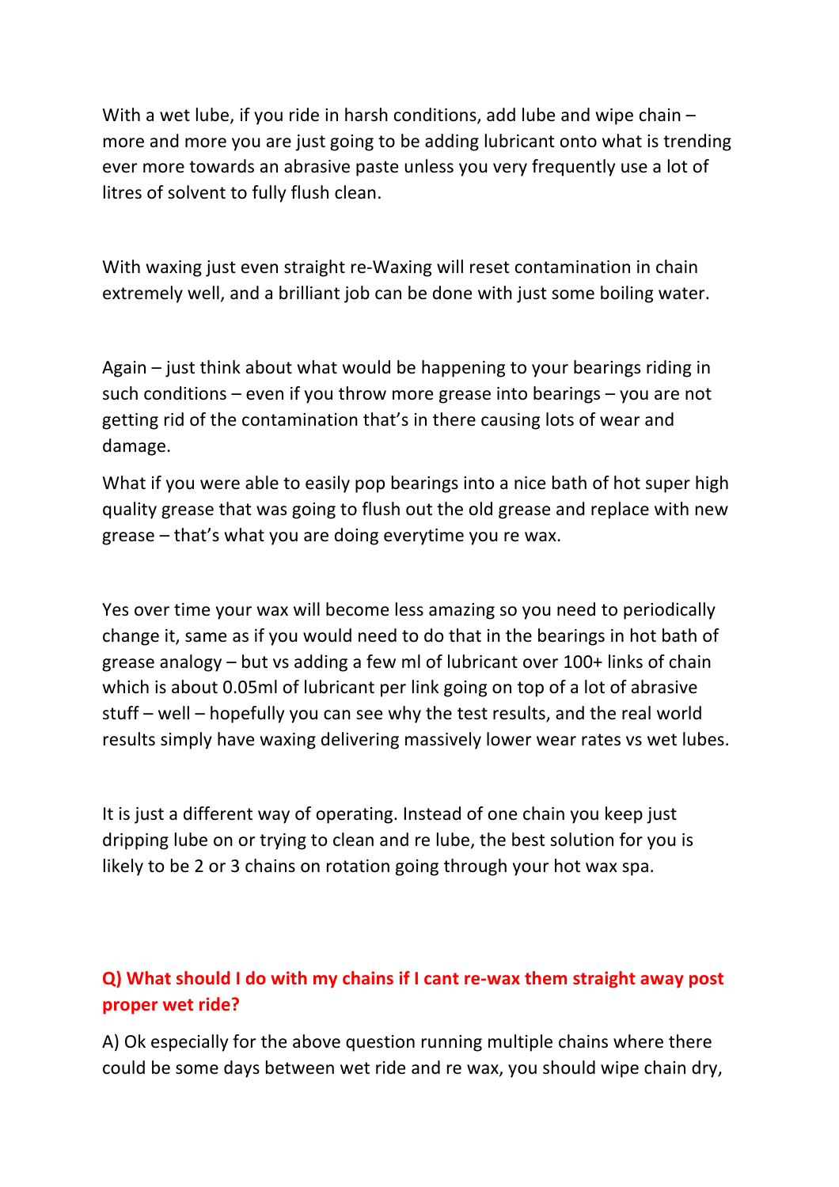With a wet lube, if you ride in harsh conditions, add lube and wipe chain – more and more you are just going to be adding lubricant onto what is trending ever more towards an abrasive paste unless you very frequently use a lot of litres of solvent to fully flush clean.

With waxing just even straight re-Waxing will reset contamination in chain extremely well, and a brilliant job can be done with just some boiling water.

Again – just think about what would be happening to your bearings riding in such conditions – even if you throw more grease into bearings – you are not getting rid of the contamination that's in there causing lots of wear and damage.

What if you were able to easily pop bearings into a nice bath of hot super high quality grease that was going to flush out the old grease and replace with new grease – that's what you are doing everytime you re wax.

Yes over time your wax will become less amazing so you need to periodically change it, same as if you would need to do that in the bearings in hot bath of grease analogy – but vs adding a few ml of lubricant over 100+ links of chain which is about 0.05ml of lubricant per link going on top of a lot of abrasive stuff – well – hopefully you can see why the test results, and the real world results simply have waxing delivering massively lower wear rates vs wet lubes.

It is just a different way of operating. Instead of one chain you keep just dripping lube on or trying to clean and re lube, the best solution for you is likely to be 2 or 3 chains on rotation going through your hot wax spa.

**Q) What should I do with my chains if I cant re-wax them straight away post proper wet ride?**

A) Ok especially for the above question running multiple chains where there could be some days between wet ride and re wax, you should wipe chain dry,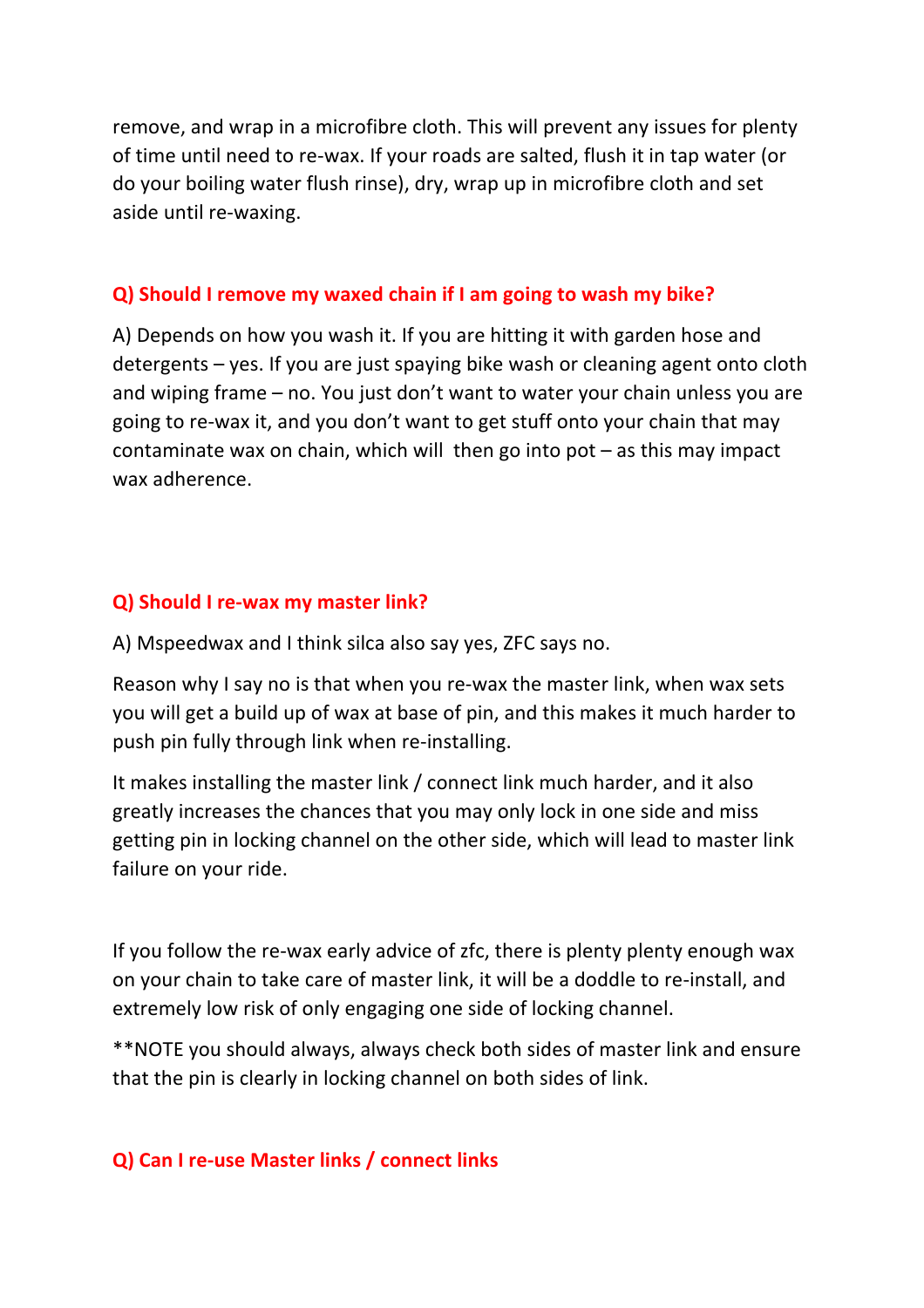remove, and wrap in a microfibre cloth. This will prevent any issues for plenty of time until need to re-wax. If your roads are salted, flush it in tap water (or do your boiling water flush rinse), dry, wrap up in microfibre cloth and set aside until re-waxing.

### Q) Should I remove my waxed chain if I am going to wash my bike?

A) Depends on how you wash it. If you are hitting it with garden hose and detergents – yes. If you are just spaying bike wash or cleaning agent onto cloth and wiping frame – no. You just don't want to water your chain unless you are going to re-wax it, and you don't want to get stuff onto your chain that may contaminate wax on chain, which will then go into pot – as this may impact wax adherence.

### Q) Should I re-wax my master link?

A) Mspeedwax and I think silca also say yes, ZFC says no.

Reason why I say no is that when you re-wax the master link, when wax sets you will get a build up of wax at base of pin, and this makes it much harder to push pin fully through link when re-installing.

It makes installing the master link / connect link much harder, and it also greatly increases the chances that you may only lock in one side and miss getting pin in locking channel on the other side, which will lead to master link failure on your ride.

If you follow the re-wax early advice of zfc, there is plenty plenty enough wax on your chain to take care of master link, it will be a doddle to re-install, and extremely low risk of only engaging one side of locking channel.

**NOTE you should always, always check both sides of master link and ensure that the pin is clearly in locking channel on both sides of link.

### Q) Can I re-use Master links / connect links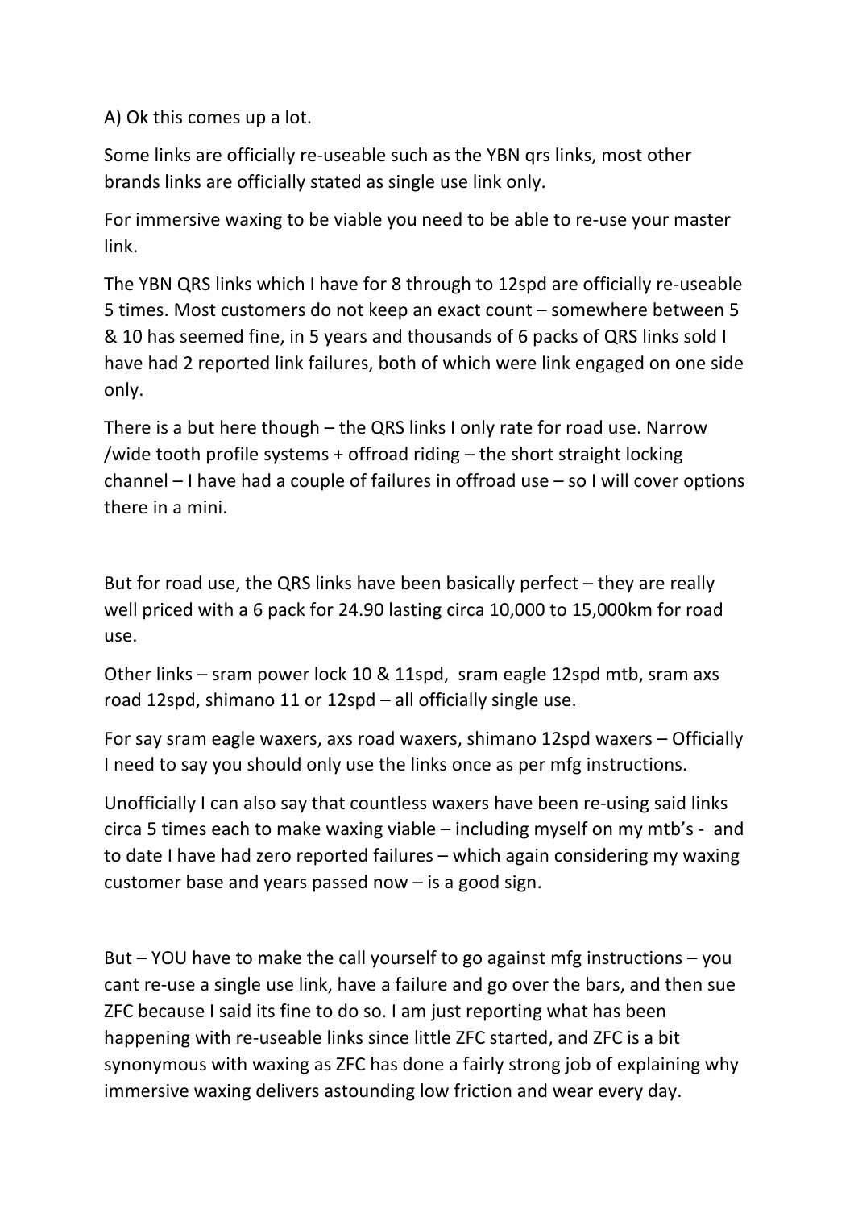A) Ok this comes up a lot.

Some links are officially re-useable such as the YBN qrs links, most other brands links are officially stated as single use link only.

For immersive waxing to be viable you need to be able to re-use your master link.

The YBN QRS links which I have for 8 through to 12spd are officially re-useable 5 times. Most customers do not keep an exact count – somewhere between 5 & 10 has seemed fine, in 5 years and thousands of 6 packs of QRS links sold I have had 2 reported link failures, both of which were link engaged on one side only.

There is a but here though – the QRS links I only rate for road use. Narrow /wide tooth profile systems + offroad riding – the short straight locking channel – I have had a couple of failures in offroad use – so I will cover options there in a mini.

But for road use, the QRS links have been basically perfect – they are really well priced with a 6 pack for 24.90 lasting circa 10,000 to 15,000km for road use.

Other links – sram power lock 10 & 11spd, sram eagle 12spd mtb, sram axs road 12spd, shimano 11 or 12spd – all officially single use.

For say sram eagle waxers, axs road waxers, shimano 12spd waxers – Officially I need to say you should only use the links once as per mfg instructions.

Unofficially I can also say that countless waxers have been re-using said links circa 5 times each to make waxing viable – including myself on my mtb's - and to date I have had zero reported failures – which again considering my waxing customer base and years passed now – is a good sign.

But – YOU have to make the call yourself to go against mfg instructions – you cant re-use a single use link, have a failure and go over the bars, and then sue ZFC because I said its fine to do so. I am just reporting what has been happening with re-useable links since little ZFC started, and ZFC is a bit synonymous with waxing as ZFC has done a fairly strong job of explaining why immersive waxing delivers astounding low friction and wear every day.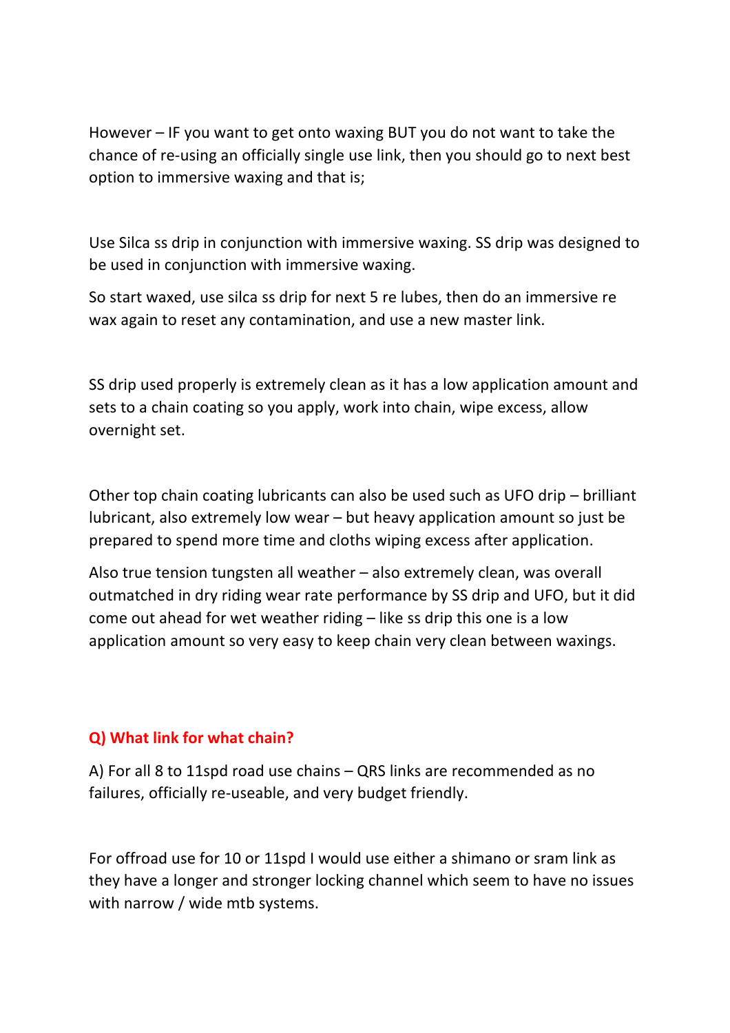However – IF you want to get onto waxing BUT you do not want to take the chance of re-using an officially single use link, then you should go to next best option to immersive waxing and that is;

Use Silca ss drip in conjunction with immersive waxing. SS drip was designed to be used in conjunction with immersive waxing.

So start waxed, use silca ss drip for next 5 re lubes, then do an immersive re wax again to reset any contamination, and use a new master link.

SS drip used properly is extremely clean as it has a low application amount and sets to a chain coating so you apply, work into chain, wipe excess, allow overnight set.

Other top chain coating lubricants can also be used such as UFO drip – brilliant lubricant, also extremely low wear – but heavy application amount so just be prepared to spend more time and cloths wiping excess after application.

Also true tension tungsten all weather – also extremely clean, was overall outmatched in dry riding wear rate performance by SS drip and UFO, but it did come out ahead for wet weather riding – like ss drip this one is a low application amount so very easy to keep chain very clean between waxings.

**Q) What link for what chain?**

A) For all 8 to 11spd road use chains – QRS links are recommended as no failures, officially re-useable, and very budget friendly.

For offroad use for 10 or 11spd I would use either a shimano or sram link as they have a longer and stronger locking channel which seem to have no issues with narrow / wide mtb systems.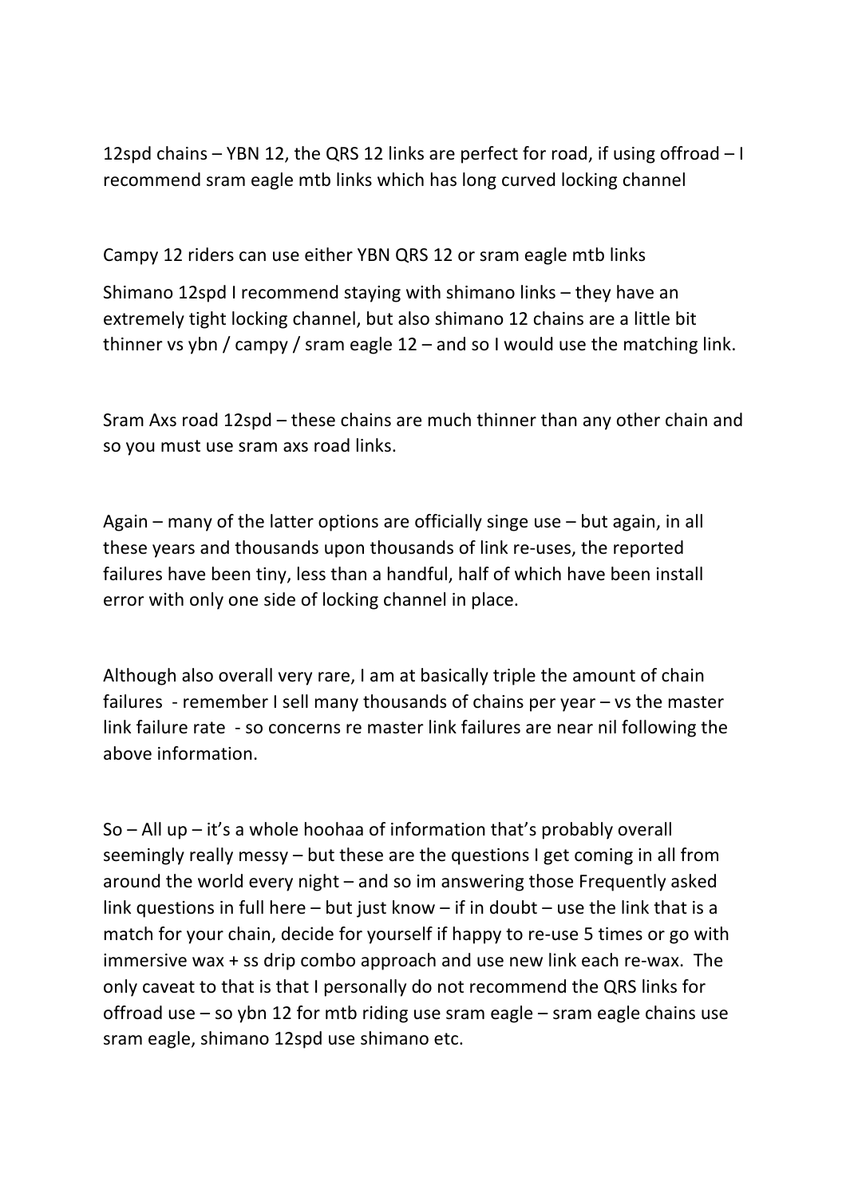12spd chains – YBN 12, the QRS 12 links are perfect for road, if using offroad – I recommend sram eagle mtb links which has long curved locking channel

Campy 12 riders can use either YBN QRS 12 or sram eagle mtb links

Shimano 12spd I recommend staying with shimano links – they have an extremely tight locking channel, but also shimano 12 chains are a little bit thinner vs ybn / campy / sram eagle 12 – and so I would use the matching link.

Sram Axs road 12spd – these chains are much thinner than any other chain and so you must use sram axs road links.

Again – many of the latter options are officially singe use – but again, in all these years and thousands upon thousands of link re-uses, the reported failures have been tiny, less than a handful, half of which have been install error with only one side of locking channel in place.

Although also overall very rare, I am at basically triple the amount of chain failures - remember I sell many thousands of chains per year – vs the master link failure rate - so concerns re master link failures are near nil following the above information.

So – All up – it's a whole hoohaa of information that's probably overall seemingly really messy – but these are the questions I get coming in all from around the world every night – and so im answering those Frequently asked link questions in full here – but just know – if in doubt – use the link that is a match for your chain, decide for yourself if happy to re-use 5 times or go with immersive wax + ss drip combo approach and use new link each re-wax. The only caveat to that is that I personally do not recommend the QRS links for offroad use – so ybn 12 for mtb riding use sram eagle – sram eagle chains use sram eagle, shimano 12spd use shimano etc.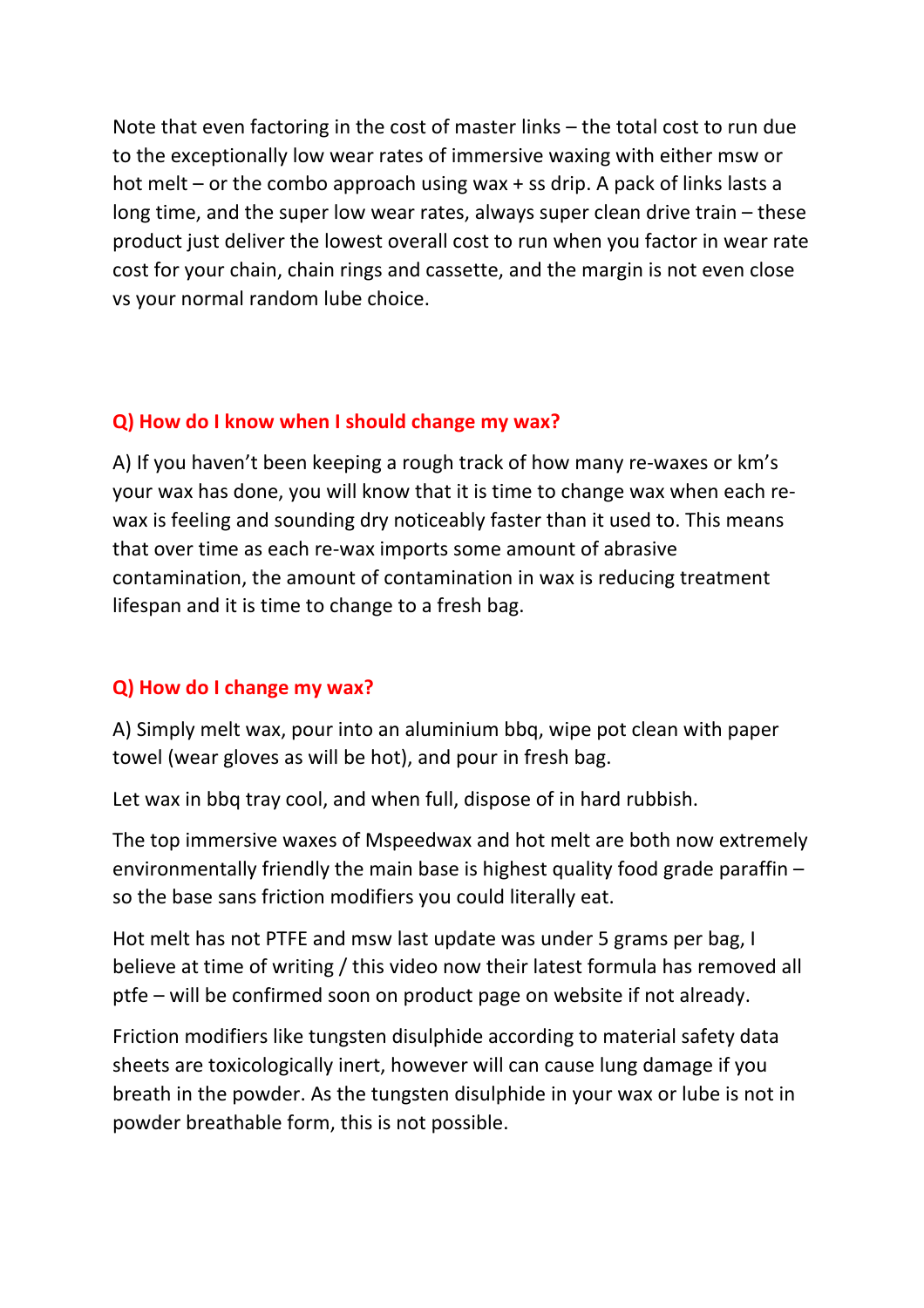Note that even factoring in the cost of master links – the total cost to run due to the exceptionally low wear rates of immersive waxing with either msw or hot melt – or the combo approach using wax + ss drip. A pack of links lasts a long time, and the super low wear rates, always super clean drive train – these product just deliver the lowest overall cost to run when you factor in wear rate cost for your chain, chain rings and cassette, and the margin is not even close vs your normal random lube choice.

### Q) How do I know when I should change my wax?

A) If you haven't been keeping a rough track of how many re-waxes or km's your wax has done, you will know that it is time to change wax when each re-wax is feeling and sounding dry noticeably faster than it used to. This means that over time as each re-wax imports some amount of abrasive contamination, the amount of contamination in wax is reducing treatment lifespan and it is time to change to a fresh bag.

### Q) How do I change my wax?

A) Simply melt wax, pour into an aluminium bbq, wipe pot clean with paper towel (wear gloves as will be hot), and pour in fresh bag.

Let wax in bbq tray cool, and when full, dispose of in hard rubbish.

The top immersive waxes of Mspeedwax and hot melt are both now extremely environmentally friendly the main base is highest quality food grade paraffin – so the base sans friction modifiers you could literally eat.

Hot melt has not PTFE and msw last update was under 5 grams per bag, I believe at time of writing / this video now their latest formula has removed all ptfe – will be confirmed soon on product page on website if not already.

Friction modifiers like tungsten disulphide according to material safety data sheets are toxicologically inert, however will can cause lung damage if you breath in the powder. As the tungsten disulphide in your wax or lube is not in powder breathable form, this is not possible.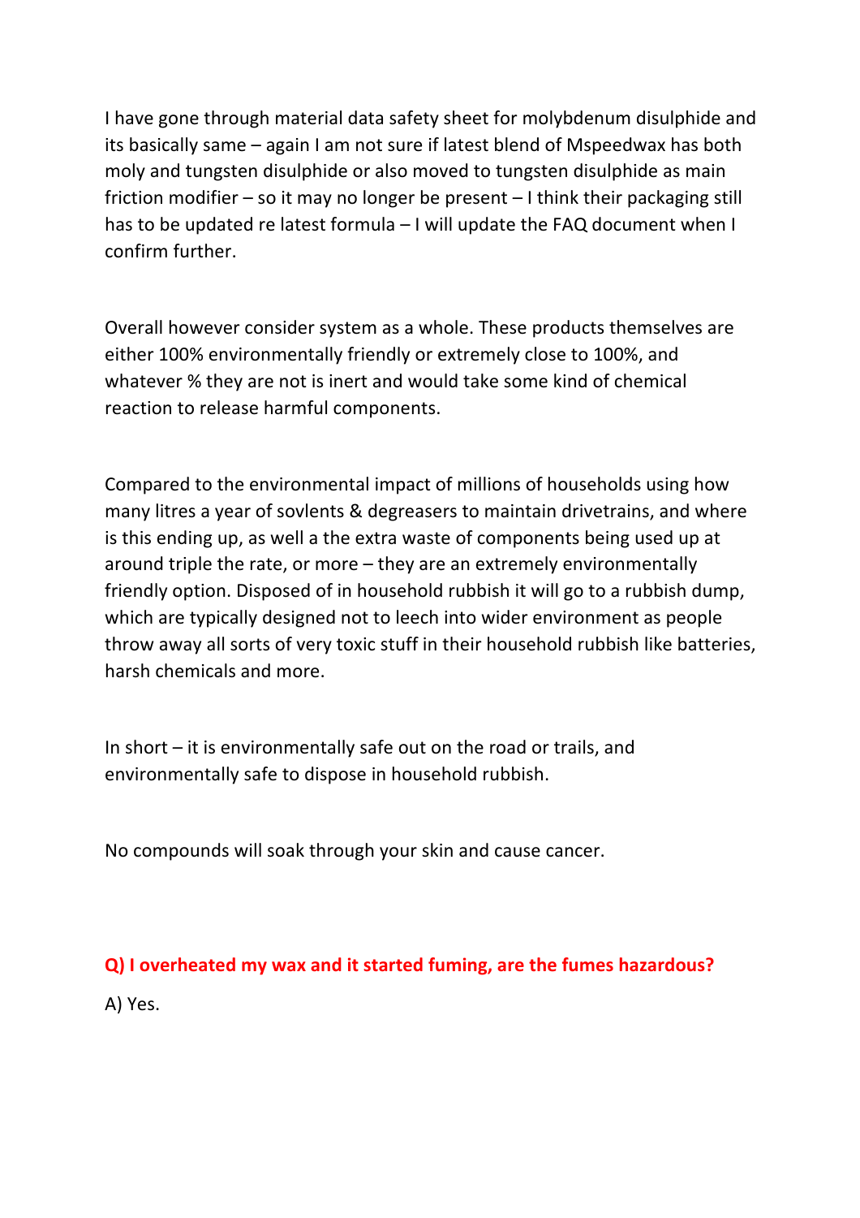I have gone through material data safety sheet for molybdenum disulphide and its basically same – again I am not sure if latest blend of Mspeedwax has both moly and tungsten disulphide or also moved to tungsten disulphide as main friction modifier – so it may no longer be present – I think their packaging still has to be updated re latest formula – I will update the FAQ document when I confirm further.

Overall however consider system as a whole. These products themselves are either 100% environmentally friendly or extremely close to 100%, and whatever % they are not is inert and would take some kind of chemical reaction to release harmful components.

Compared to the environmental impact of millions of households using how many litres a year of sovlents & degreasers to maintain drivetrains, and where is this ending up, as well a the extra waste of components being used up at around triple the rate, or more – they are an extremely environmentally friendly option. Disposed of in household rubbish it will go to a rubbish dump, which are typically designed not to leech into wider environment as people throw away all sorts of very toxic stuff in their household rubbish like batteries, harsh chemicals and more.

In short – it is environmentally safe out on the road or trails, and environmentally safe to dispose in household rubbish.

No compounds will soak through your skin and cause cancer.

**Q) I overheated my wax and it started fuming, are the fumes hazardous?**

A) Yes.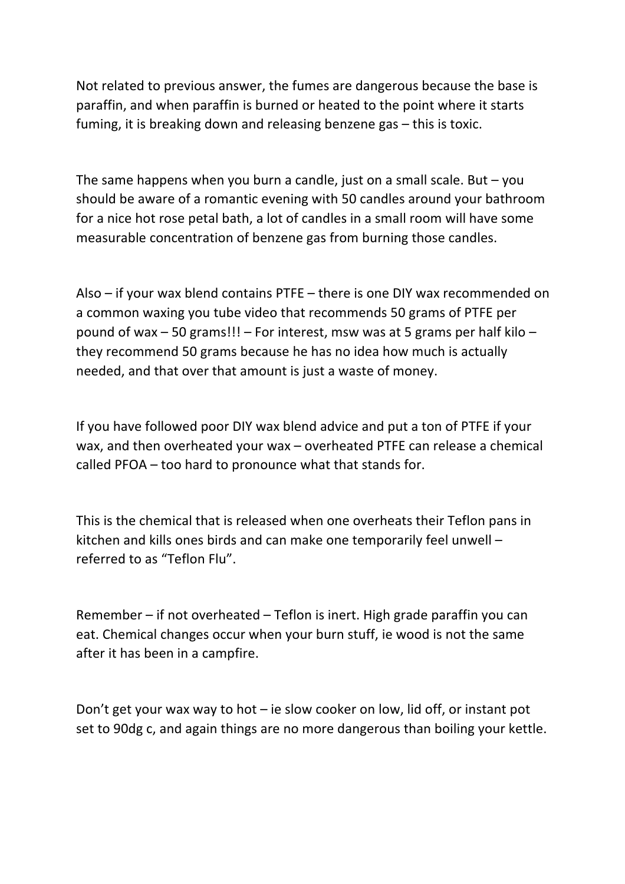Not related to previous answer, the fumes are dangerous because the base is paraffin, and when paraffin is burned or heated to the point where it starts fuming, it is breaking down and releasing benzene gas – this is toxic.

The same happens when you burn a candle, just on a small scale. But – you should be aware of a romantic evening with 50 candles around your bathroom for a nice hot rose petal bath, a lot of candles in a small room will have some measurable concentration of benzene gas from burning those candles.

Also – if your wax blend contains PTFE – there is one DIY wax recommended on a common waxing you tube video that recommends 50 grams of PTFE per pound of wax – 50 grams!!! – For interest, msw was at 5 grams per half kilo – they recommend 50 grams because he has no idea how much is actually needed, and that over that amount is just a waste of money.

If you have followed poor DIY wax blend advice and put a ton of PTFE if your wax, and then overheated your wax – overheated PTFE can release a chemical called PFOA – too hard to pronounce what that stands for.

This is the chemical that is released when one overheats their Teflon pans in kitchen and kills ones birds and can make one temporarily feel unwell – referred to as "Teflon Flu".

Remember – if not overheated – Teflon is inert. High grade paraffin you can eat. Chemical changes occur when your burn stuff, ie wood is not the same after it has been in a campfire.

Don't get your wax way to hot – ie slow cooker on low, lid off, or instant pot set to 90dg c, and again things are no more dangerous than boiling your kettle.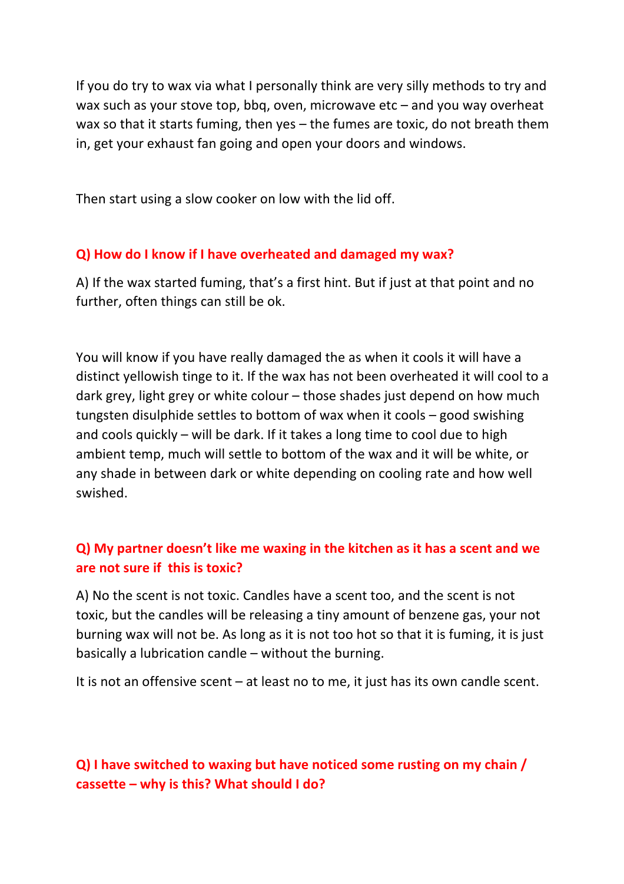If you do try to wax via what I personally think are very silly methods to try and wax such as your stove top, bbq, oven, microwave etc – and you way overheat wax so that it starts fuming, then yes – the fumes are toxic, do not breath them in, get your exhaust fan going and open your doors and windows.

Then start using a slow cooker on low with the lid off.

**Q) How do I know if I have overheated and damaged my wax?**

A) If the wax started fuming, that's a first hint. But if just at that point and no further, often things can still be ok.

You will know if you have really damaged the as when it cools it will have a distinct yellowish tinge to it. If the wax has not been overheated it will cool to a dark grey, light grey or white colour – those shades just depend on how much tungsten disulphide settles to bottom of wax when it cools – good swishing and cools quickly – will be dark. If it takes a long time to cool due to high ambient temp, much will settle to bottom of the wax and it will be white, or any shade in between dark or white depending on cooling rate and how well swished.

**Q) My partner doesn't like me waxing in the kitchen as it has a scent and we are not sure if this is toxic?**

A) No the scent is not toxic. Candles have a scent too, and the scent is not toxic, but the candles will be releasing a tiny amount of benzene gas, your not burning wax will not be. As long as it is not too hot so that it is fuming, it is just basically a lubrication candle – without the burning.

It is not an offensive scent – at least no to me, it just has its own candle scent.

**Q) I have switched to waxing but have noticed some rusting on my chain / cassette – why is this? What should I do?**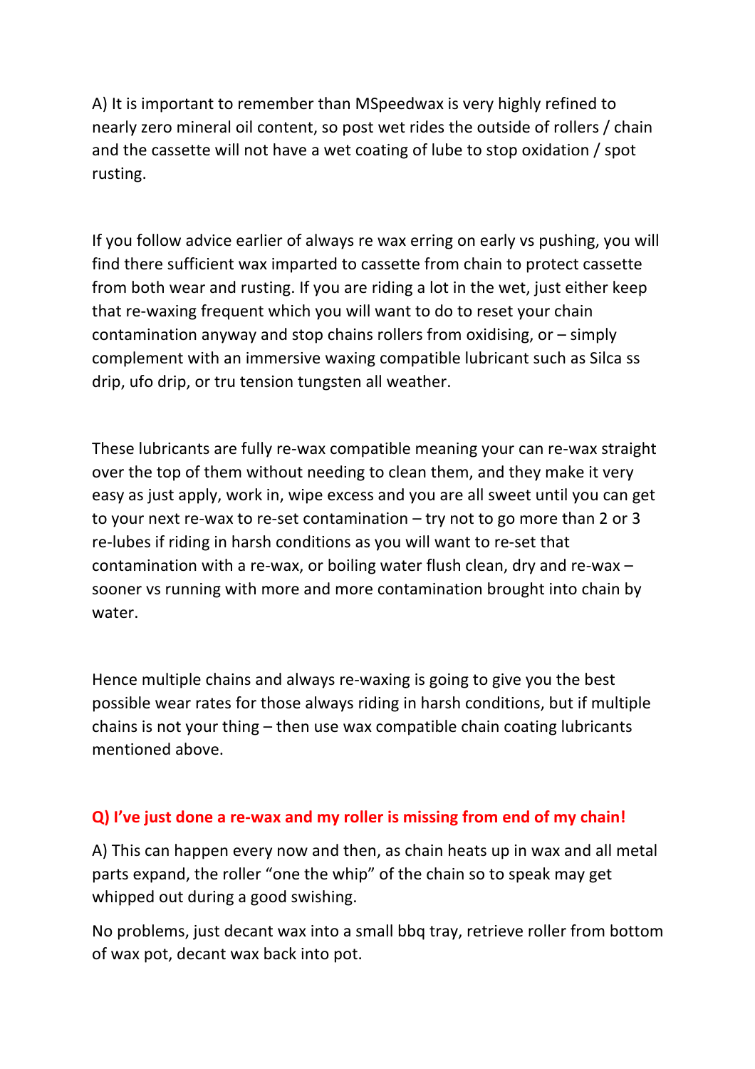A) It is important to remember than MSpeedwax is very highly refined to nearly zero mineral oil content, so post wet rides the outside of rollers / chain and the cassette will not have a wet coating of lube to stop oxidation / spot rusting.

If you follow advice earlier of always re wax erring on early vs pushing, you will find there sufficient wax imparted to cassette from chain to protect cassette from both wear and rusting. If you are riding a lot in the wet, just either keep that re-waxing frequent which you will want to do to reset your chain contamination anyway and stop chains rollers from oxidising, or – simply complement with an immersive waxing compatible lubricant such as Silca ss drip, ufo drip, or tru tension tungsten all weather.

These lubricants are fully re-wax compatible meaning your can re-wax straight over the top of them without needing to clean them, and they make it very easy as just apply, work in, wipe excess and you are all sweet until you can get to your next re-wax to re-set contamination – try not to go more than 2 or 3 re-lubes if riding in harsh conditions as you will want to re-set that contamination with a re-wax, or boiling water flush clean, dry and re-wax – sooner vs running with more and more contamination brought into chain by water.

Hence multiple chains and always re-waxing is going to give you the best possible wear rates for those always riding in harsh conditions, but if multiple chains is not your thing – then use wax compatible chain coating lubricants mentioned above.

### Q) I've just done a re-wax and my roller is missing from end of my chain!

A) This can happen every now and then, as chain heats up in wax and all metal parts expand, the roller "one the whip" of the chain so to speak may get whipped out during a good swishing.

No problems, just decant wax into a small bbq tray, retrieve roller from bottom of wax pot, decant wax back into pot.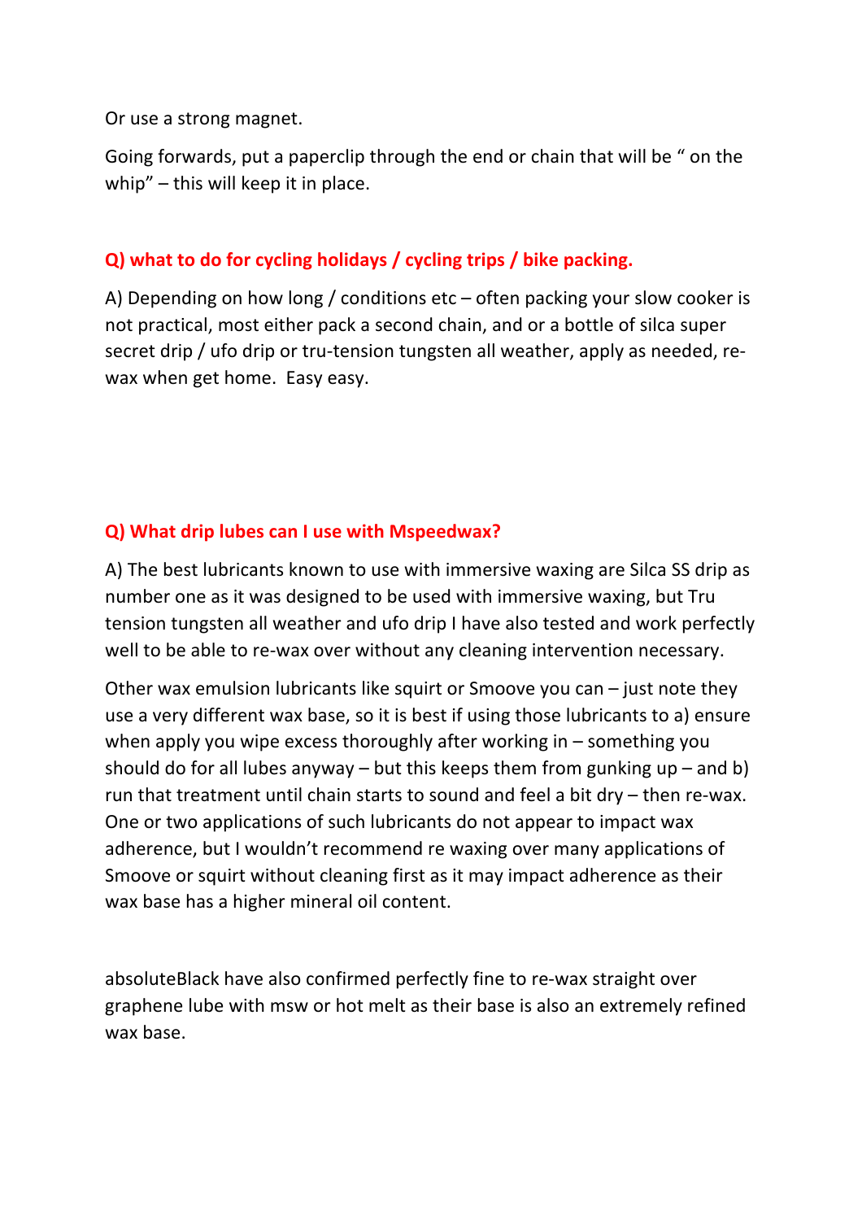Or use a strong magnet.

Going forwards, put a paperclip through the end or chain that will be " on the whip" – this will keep it in place.

**Q) what to do for cycling holidays / cycling trips / bike packing.**

A) Depending on how long / conditions etc – often packing your slow cooker is not practical, most either pack a second chain, and or a bottle of silca super secret drip / ufo drip or tru-tension tungsten all weather, apply as needed, re-wax when get home. Easy easy.

**Q) What drip lubes can I use with Mspeedwax?**

A) The best lubricants known to use with immersive waxing are Silca SS drip as number one as it was designed to be used with immersive waxing, but Tru tension tungsten all weather and ufo drip I have also tested and work perfectly well to be able to re-wax over without any cleaning intervention necessary.

Other wax emulsion lubricants like squirt or Smoove you can – just note they use a very different wax base, so it is best if using those lubricants to a) ensure when apply you wipe excess thoroughly after working in – something you should do for all lubes anyway – but this keeps them from gunking up – and b) run that treatment until chain starts to sound and feel a bit dry – then re-wax. One or two applications of such lubricants do not appear to impact wax adherence, but I wouldn't recommend re waxing over many applications of Smoove or squirt without cleaning first as it may impact adherence as their wax base has a higher mineral oil content.

absoluteBlack have also confirmed perfectly fine to re-wax straight over graphene lube with msw or hot melt as their base is also an extremely refined wax base.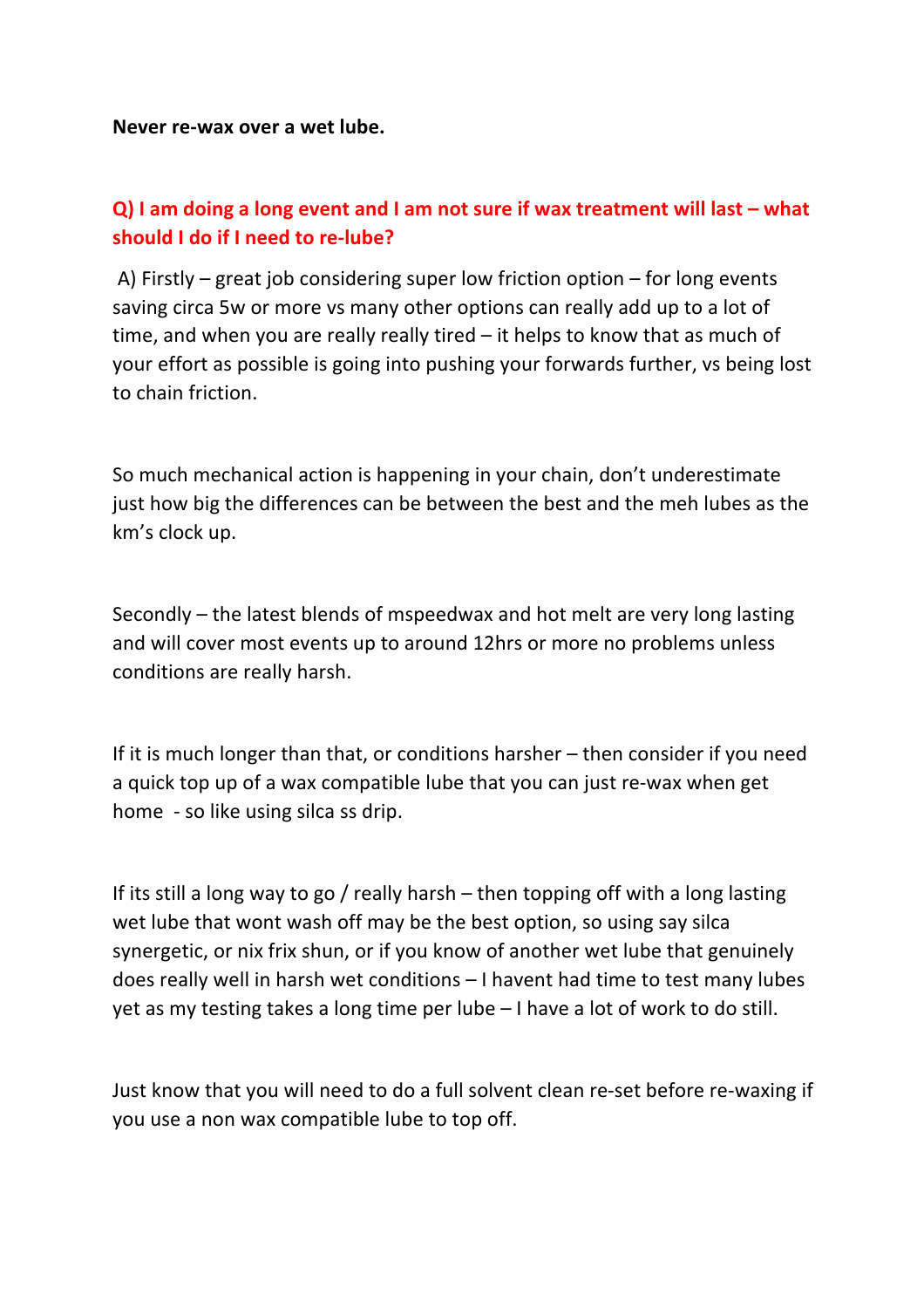**Never re-wax over a wet lube.**

**Q) I am doing a long event and I am not sure if wax treatment will last – what should I do if I need to re-lube?**

A) Firstly – great job considering super low friction option – for long events saving circa 5w or more vs many other options can really add up to a lot of time, and when you are really really tired – it helps to know that as much of your effort as possible is going into pushing your forwards further, vs being lost to chain friction.

So much mechanical action is happening in your chain, don't underestimate just how big the differences can be between the best and the meh lubes as the km's clock up.

Secondly – the latest blends of mspeedwax and hot melt are very long lasting and will cover most events up to around 12hrs or more no problems unless conditions are really harsh.

If it is much longer than that, or conditions harsher – then consider if you need a quick top up of a wax compatible lube that you can just re-wax when get home - so like using silca ss drip.

If its still a long way to go / really harsh – then topping off with a long lasting wet lube that wont wash off may be the best option, so using say silca synergetic, or nix frix shun, or if you know of another wet lube that genuinely does really well in harsh wet conditions – I havent had time to test many lubes yet as my testing takes a long time per lube – I have a lot of work to do still.

Just know that you will need to do a full solvent clean re-set before re-waxing if you use a non wax compatible lube to top off.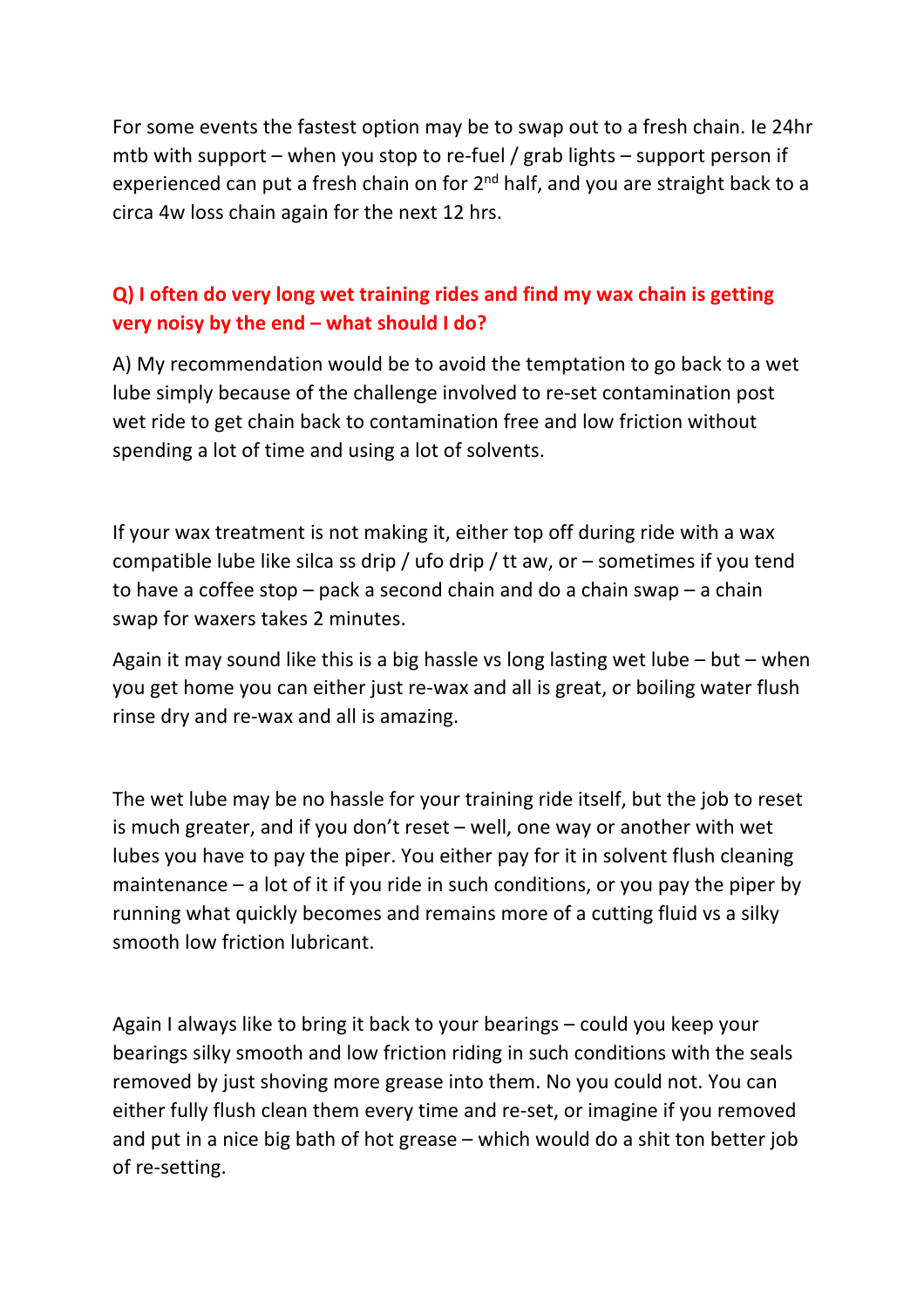For some events the fastest option may be to swap out to a fresh chain. Ie 24hr mtb with support – when you stop to re-fuel / grab lights – support person if experienced can put a fresh chain on for 2nd half, and you are straight back to a circa 4w loss chain again for the next 12 hrs.

**Q) I often do very long wet training rides and find my wax chain is getting very noisy by the end – what should I do?**

A) My recommendation would be to avoid the temptation to go back to a wet lube simply because of the challenge involved to re-set contamination post wet ride to get chain back to contamination free and low friction without spending a lot of time and using a lot of solvents.

If your wax treatment is not making it, either top off during ride with a wax compatible lube like silca ss drip / ufo drip / tt aw, or – sometimes if you tend to have a coffee stop – pack a second chain and do a chain swap – a chain swap for waxers takes 2 minutes.

Again it may sound like this is a big hassle vs long lasting wet lube – but – when you get home you can either just re-wax and all is great, or boiling water flush rinse dry and re-wax and all is amazing.

The wet lube may be no hassle for your training ride itself, but the job to reset is much greater, and if you don't reset – well, one way or another with wet lubes you have to pay the piper. You either pay for it in solvent flush cleaning maintenance – a lot of it if you ride in such conditions, or you pay the piper by running what quickly becomes and remains more of a cutting fluid vs a silky smooth low friction lubricant.

Again I always like to bring it back to your bearings – could you keep your bearings silky smooth and low friction riding in such conditions with the seals removed by just shoving more grease into them. No you could not. You can either fully flush clean them every time and re-set, or imagine if you removed and put in a nice big bath of hot grease – which would do a shit ton better job of re-setting.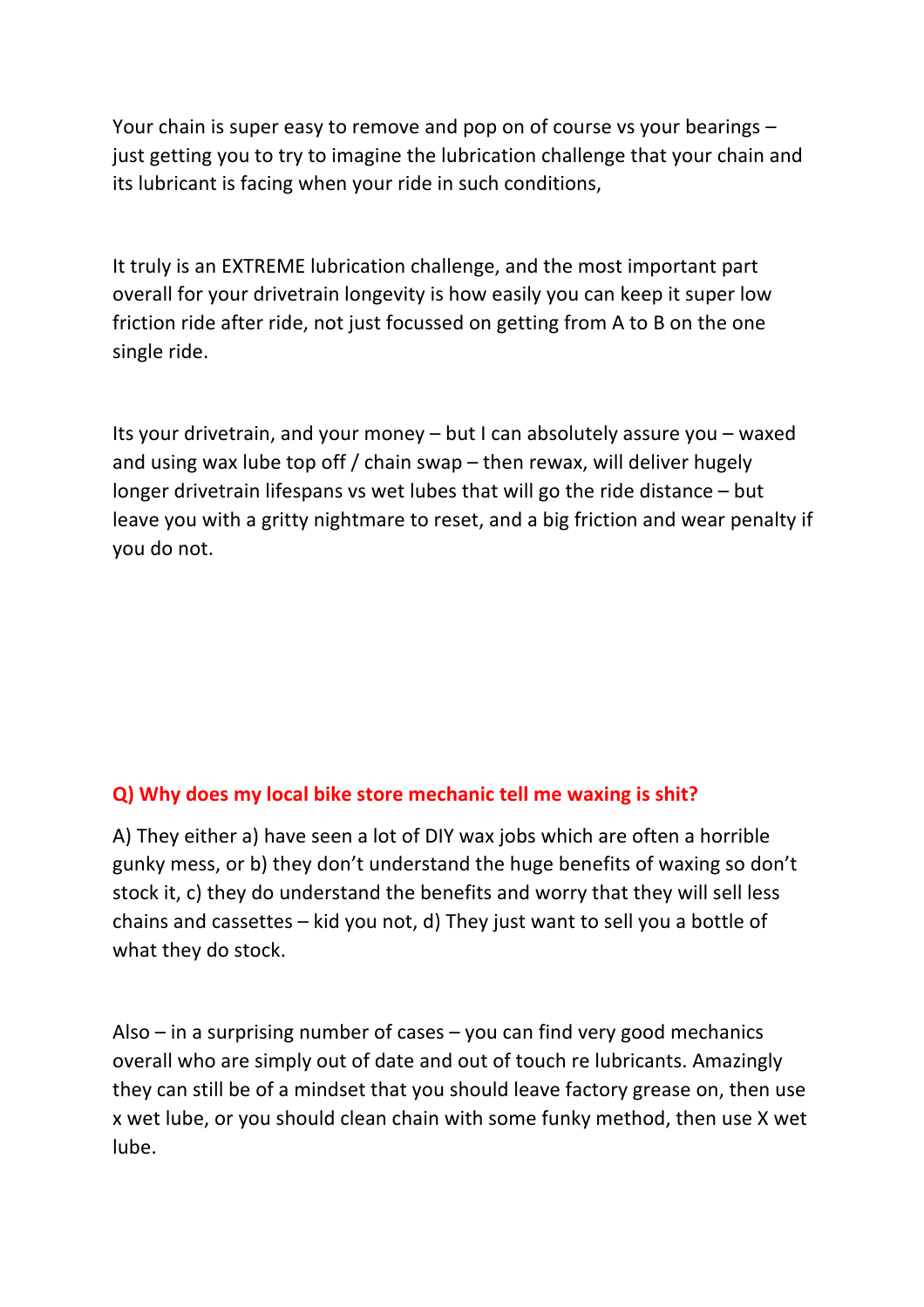Your chain is super easy to remove and pop on of course vs your bearings – just getting you to try to imagine the lubrication challenge that your chain and its lubricant is facing when your ride in such conditions,

It truly is an EXTREME lubrication challenge, and the most important part overall for your drivetrain longevity is how easily you can keep it super low friction ride after ride, not just focussed on getting from A to B on the one single ride.

Its your drivetrain, and your money – but I can absolutely assure you – waxed and using wax lube top off / chain swap – then rewax, will deliver hugely longer drivetrain lifespans vs wet lubes that will go the ride distance – but leave you with a gritty nightmare to reset, and a big friction and wear penalty if you do not.

### Q) Why does my local bike store mechanic tell me waxing is shit?

A) They either a) have seen a lot of DIY wax jobs which are often a horrible gunky mess, or b) they don't understand the huge benefits of waxing so don't stock it, c) they do understand the benefits and worry that they will sell less chains and cassettes – kid you not, d) They just want to sell you a bottle of what they do stock.

Also – in a surprising number of cases – you can find very good mechanics overall who are simply out of date and out of touch re lubricants. Amazingly they can still be of a mindset that you should leave factory grease on, then use x wet lube, or you should clean chain with some funky method, then use X wet lube.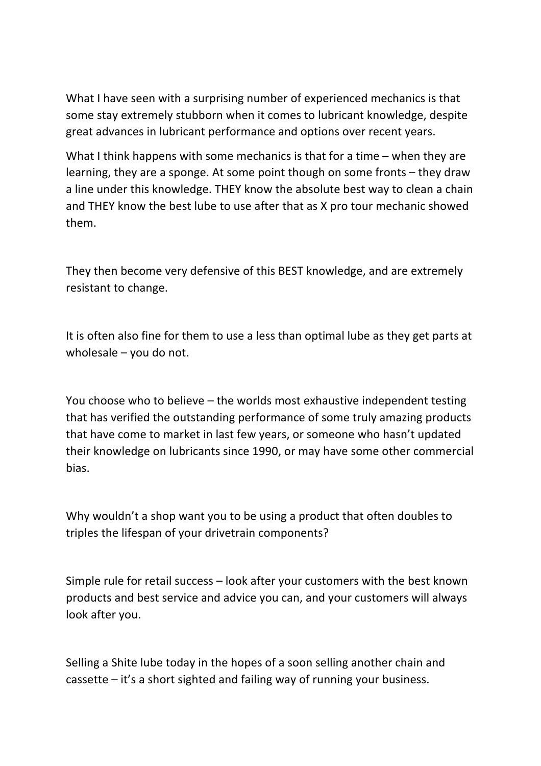What I have seen with a surprising number of experienced mechanics is that some stay extremely stubborn when it comes to lubricant knowledge, despite great advances in lubricant performance and options over recent years.

What I think happens with some mechanics is that for a time – when they are learning, they are a sponge. At some point though on some fronts – they draw a line under this knowledge. THEY know the absolute best way to clean a chain and THEY know the best lube to use after that as X pro tour mechanic showed them.

They then become very defensive of this BEST knowledge, and are extremely resistant to change.

It is often also fine for them to use a less than optimal lube as they get parts at wholesale – you do not.

You choose who to believe – the worlds most exhaustive independent testing that has verified the outstanding performance of some truly amazing products that have come to market in last few years, or someone who hasn't updated their knowledge on lubricants since 1990, or may have some other commercial bias.

Why wouldn't a shop want you to be using a product that often doubles to triples the lifespan of your drivetrain components?

Simple rule for retail success – look after your customers with the best known products and best service and advice you can, and your customers will always look after you.

Selling a Shite lube today in the hopes of a soon selling another chain and cassette – it's a short sighted and failing way of running your business.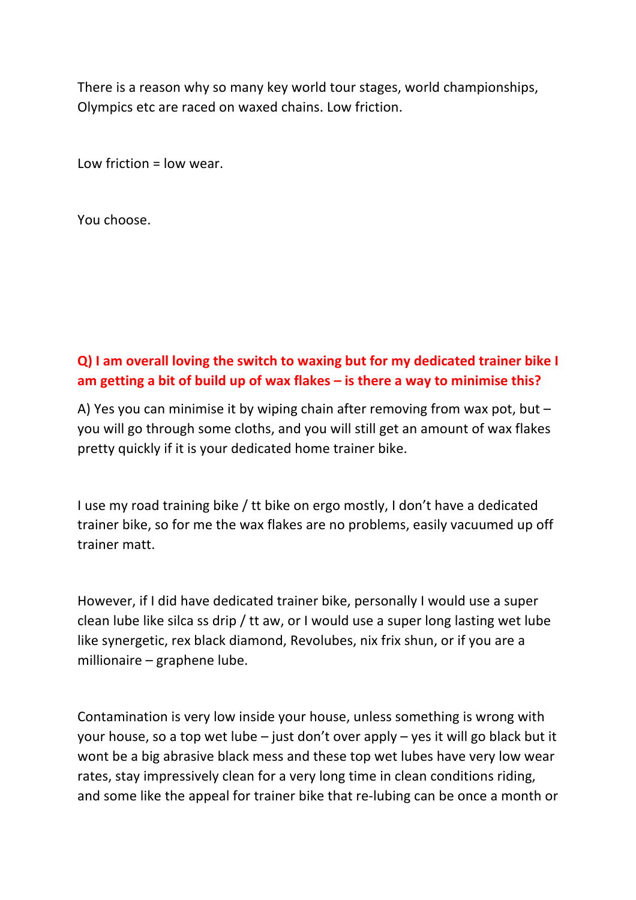There is a reason why so many key world tour stages, world championships, Olympics etc are raced on waxed chains. Low friction.

Low friction = low wear.

You choose.

**Q) I am overall loving the switch to waxing but for my dedicated trainer bike I am getting a bit of build up of wax flakes – is there a way to minimise this?**

A) Yes you can minimise it by wiping chain after removing from wax pot, but – you will go through some cloths, and you will still get an amount of wax flakes pretty quickly if it is your dedicated home trainer bike.

I use my road training bike / tt bike on ergo mostly, I don't have a dedicated trainer bike, so for me the wax flakes are no problems, easily vacuumed up off trainer matt.

However, if I did have dedicated trainer bike, personally I would use a super clean lube like silca ss drip / tt aw, or I would use a super long lasting wet lube like synergetic, rex black diamond, Revolubes, nix frix shun, or if you are a millionaire – graphene lube.

Contamination is very low inside your house, unless something is wrong with your house, so a top wet lube – just don't over apply – yes it will go black but it wont be a big abrasive black mess and these top wet lubes have very low wear rates, stay impressively clean for a very long time in clean conditions riding, and some like the appeal for trainer bike that re-lubing can be once a month or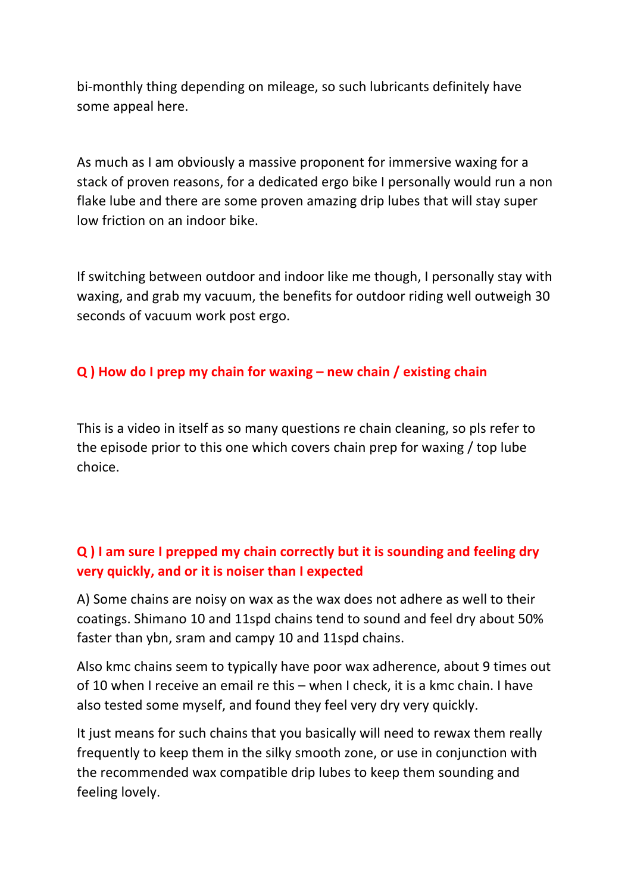bi-monthly thing depending on mileage, so such lubricants definitely have some appeal here.

As much as I am obviously a massive proponent for immersive waxing for a stack of proven reasons, for a dedicated ergo bike I personally would run a non flake lube and there are some proven amazing drip lubes that will stay super low friction on an indoor bike.

If switching between outdoor and indoor like me though, I personally stay with waxing, and grab my vacuum, the benefits for outdoor riding well outweigh 30 seconds of vacuum work post ergo.

**Q ) How do I prep my chain for waxing – new chain / existing chain**

This is a video in itself as so many questions re chain cleaning, so pls refer to the episode prior to this one which covers chain prep for waxing / top lube choice.

**Q ) I am sure I prepped my chain correctly but it is sounding and feeling dry very quickly, and or it is noiser than I expected**

A) Some chains are noisy on wax as the wax does not adhere as well to their coatings. Shimano 10 and 11spd chains tend to sound and feel dry about 50% faster than ybn, sram and campy 10 and 11spd chains.

Also kmc chains seem to typically have poor wax adherence, about 9 times out of 10 when I receive an email re this – when I check, it is a kmc chain. I have also tested some myself, and found they feel very dry very quickly.

It just means for such chains that you basically will need to rewax them really frequently to keep them in the silky smooth zone, or use in conjunction with the recommended wax compatible drip lubes to keep them sounding and feeling lovely.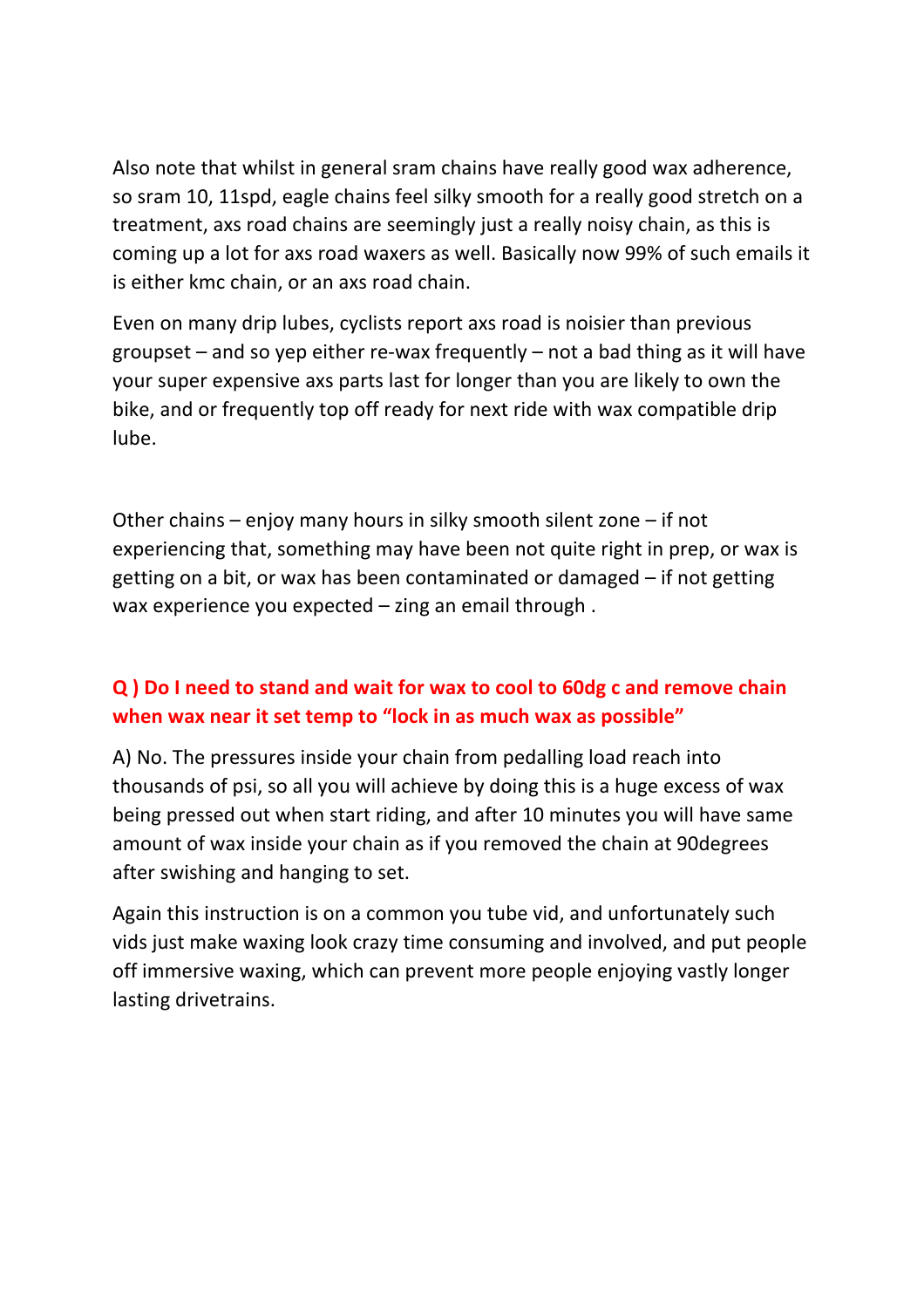Also note that whilst in general sram chains have really good wax adherence, so sram 10, 11spd, eagle chains feel silky smooth for a really good stretch on a treatment, axs road chains are seemingly just a really noisy chain, as this is coming up a lot for axs road waxers as well. Basically now 99% of such emails it is either kmc chain, or an axs road chain.

Even on many drip lubes, cyclists report axs road is noisier than previous groupset – and so yep either re-wax frequently – not a bad thing as it will have your super expensive axs parts last for longer than you are likely to own the bike, and or frequently top off ready for next ride with wax compatible drip lube.

Other chains – enjoy many hours in silky smooth silent zone – if not experiencing that, something may have been not quite right in prep, or wax is getting on a bit, or wax has been contaminated or damaged – if not getting wax experience you expected – zing an email through .

**Q ) Do I need to stand and wait for wax to cool to 60dg c and remove chain when wax near it set temp to "lock in as much wax as possible"**

A) No. The pressures inside your chain from pedalling load reach into thousands of psi, so all you will achieve by doing this is a huge excess of wax being pressed out when start riding, and after 10 minutes you will have same amount of wax inside your chain as if you removed the chain at 90degrees after swishing and hanging to set.

Again this instruction is on a common you tube vid, and unfortunately such vids just make waxing look crazy time consuming and involved, and put people off immersive waxing, which can prevent more people enjoying vastly longer lasting drivetrains.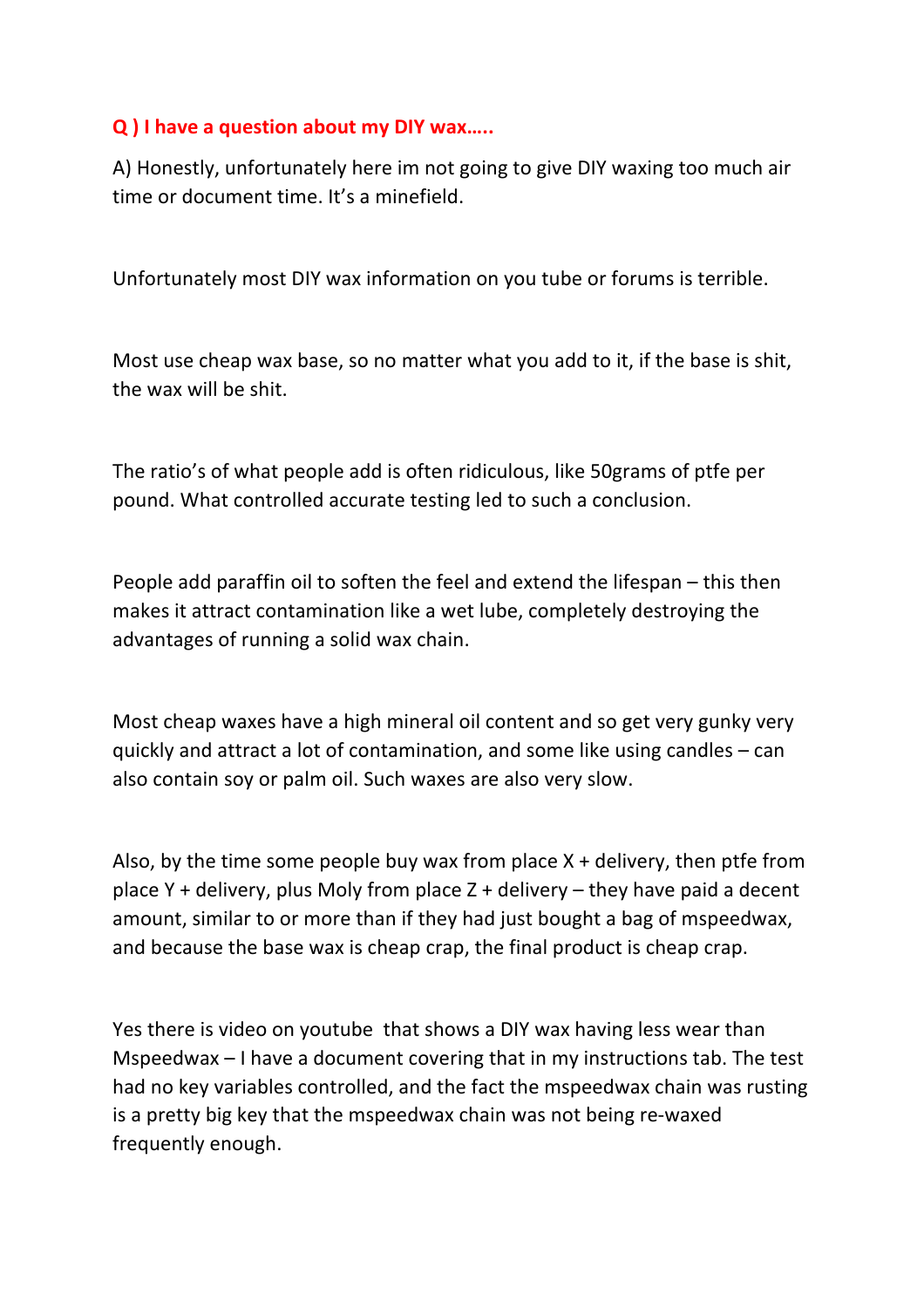**Q ) I have a question about my DIY wax…..**

A) Honestly, unfortunately here im not going to give DIY waxing too much air time or document time. It's a minefield.

Unfortunately most DIY wax information on you tube or forums is terrible.

Most use cheap wax base, so no matter what you add to it, if the base is shit, the wax will be shit.

The ratio's of what people add is often ridiculous, like 50grams of ptfe per pound. What controlled accurate testing led to such a conclusion.

People add paraffin oil to soften the feel and extend the lifespan – this then makes it attract contamination like a wet lube, completely destroying the advantages of running a solid wax chain.

Most cheap waxes have a high mineral oil content and so get very gunky very quickly and attract a lot of contamination, and some like using candles – can also contain soy or palm oil. Such waxes are also very slow.

Also, by the time some people buy wax from place X + delivery, then ptfe from place Y + delivery, plus Moly from place Z + delivery – they have paid a decent amount, similar to or more than if they had just bought a bag of mspeedwax, and because the base wax is cheap crap, the final product is cheap crap.

Yes there is video on youtube that shows a DIY wax having less wear than Mspeedwax – I have a document covering that in my instructions tab. The test had no key variables controlled, and the fact the mspeedwax chain was rusting is a pretty big key that the mspeedwax chain was not being re-waxed frequently enough.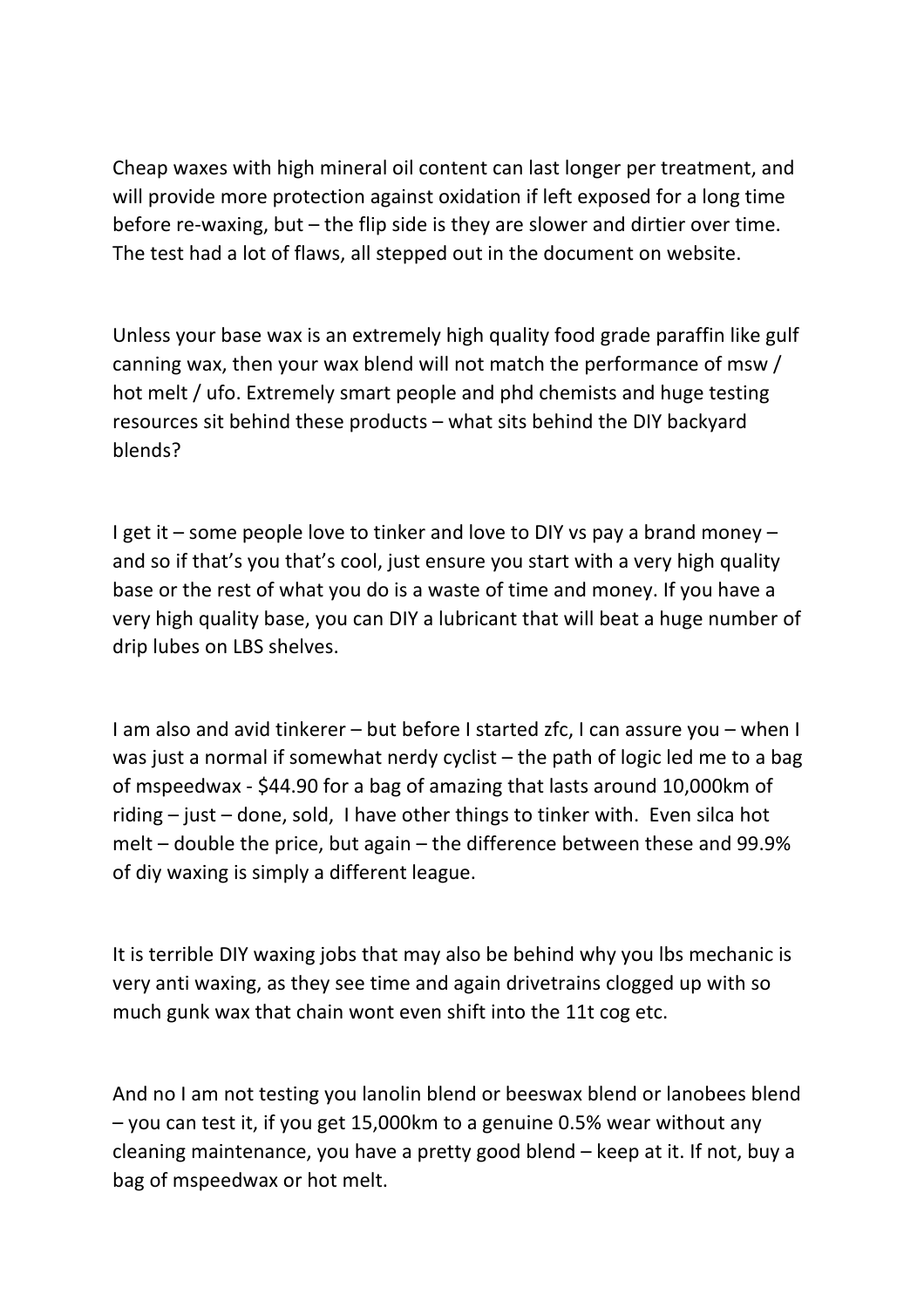Cheap waxes with high mineral oil content can last longer per treatment, and will provide more protection against oxidation if left exposed for a long time before re-waxing, but – the flip side is they are slower and dirtier over time. The test had a lot of flaws, all stepped out in the document on website.

Unless your base wax is an extremely high quality food grade paraffin like gulf canning wax, then your wax blend will not match the performance of msw / hot melt / ufo. Extremely smart people and phd chemists and huge testing resources sit behind these products – what sits behind the DIY backyard blends?

I get it – some people love to tinker and love to DIY vs pay a brand money – and so if that's you that's cool, just ensure you start with a very high quality base or the rest of what you do is a waste of time and money. If you have a very high quality base, you can DIY a lubricant that will beat a huge number of drip lubes on LBS shelves.

I am also and avid tinkerer – but before I started zfc, I can assure you – when I was just a normal if somewhat nerdy cyclist – the path of logic led me to a bag of mspeedwax - $44.90 for a bag of amazing that lasts around 10,000km of riding – just – done, sold, I have other things to tinker with. Even silca hot melt – double the price, but again – the difference between these and 99.9% of diy waxing is simply a different league.

It is terrible DIY waxing jobs that may also be behind why you lbs mechanic is very anti waxing, as they see time and again drivetrains clogged up with so much gunk wax that chain wont even shift into the 11t cog etc.

And no I am not testing you lanolin blend or beeswax blend or lanobees blend – you can test it, if you get 15,000km to a genuine 0.5% wear without any cleaning maintenance, you have a pretty good blend – keep at it. If not, buy a bag of mspeedwax or hot melt.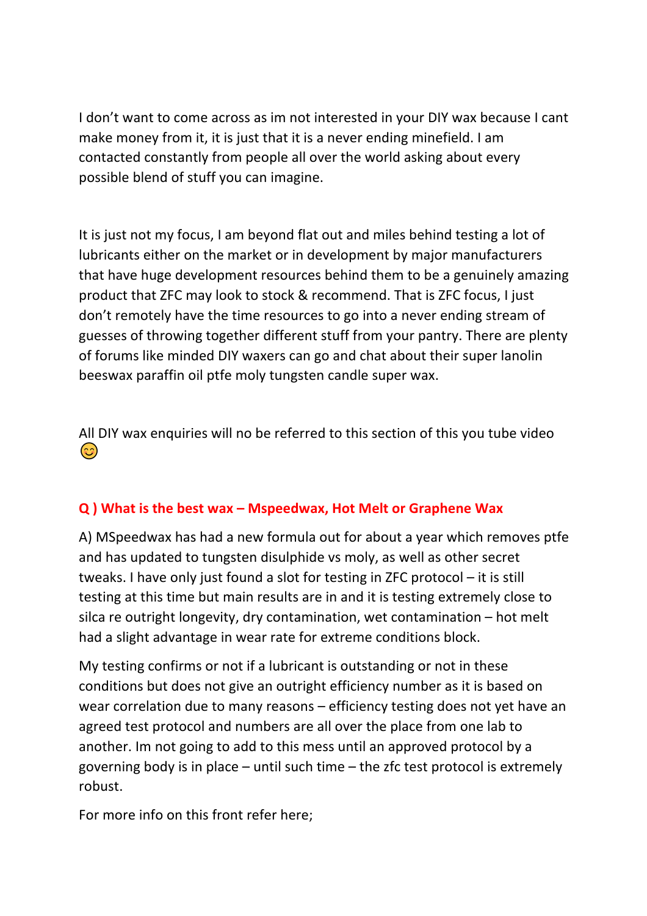I don't want to come across as im not interested in your DIY wax because I cant make money from it, it is just that it is a never ending minefield. I am contacted constantly from people all over the world asking about every possible blend of stuff you can imagine.

It is just not my focus, I am beyond flat out and miles behind testing a lot of lubricants either on the market or in development by major manufacturers that have huge development resources behind them to be a genuinely amazing product that ZFC may look to stock & recommend. That is ZFC focus, I just don't remotely have the time resources to go into a never ending stream of guesses of throwing together different stuff from your pantry. There are plenty of forums like minded DIY waxers can go and chat about their super lanolin beeswax paraffin oil ptfe moly tungsten candle super wax.

All DIY wax enquiries will no be referred to this section of this you tube video 😊

**Q ) What is the best wax – Mspeedwax, Hot Melt or Graphene Wax**

A) MSpeedwax has had a new formula out for about a year which removes ptfe and has updated to tungsten disulphide vs moly, as well as other secret tweaks. I have only just found a slot for testing in ZFC protocol – it is still testing at this time but main results are in and it is testing extremely close to silca re outright longevity, dry contamination, wet contamination – hot melt had a slight advantage in wear rate for extreme conditions block.

My testing confirms or not if a lubricant is outstanding or not in these conditions but does not give an outright efficiency number as it is based on wear correlation due to many reasons – efficiency testing does not yet have an agreed test protocol and numbers are all over the place from one lab to another. Im not going to add to this mess until an approved protocol by a governing body is in place – until such time – the zfc test protocol is extremely robust.

For more info on this front refer here;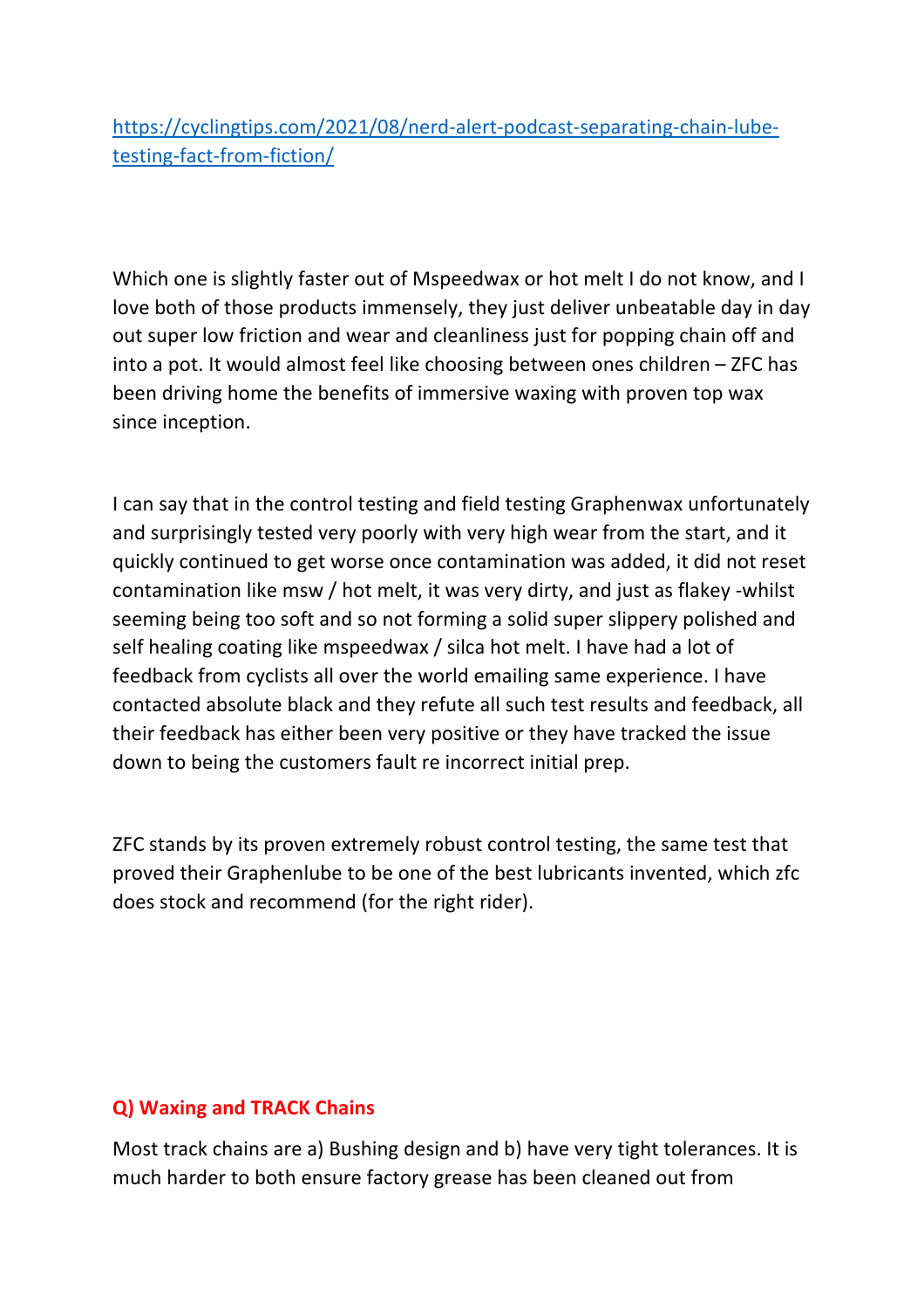[https://cyclingtips.com/2021/08/nerd-alert-podcast-separating-chain-lube-testing-fact-from-fiction/](https://cyclingtips.com/2021/08/nerd-alert-podcast-separating-chain-lube-testing-fact-from-fiction/)

Which one is slightly faster out of Mspeedwax or hot melt I do not know, and I love both of those products immensely, they just deliver unbeatable day in day out super low friction and wear and cleanliness just for popping chain off and into a pot. It would almost feel like choosing between ones children – ZFC has been driving home the benefits of immersive waxing with proven top wax since inception.

I can say that in the control testing and field testing Graphenwax unfortunately and surprisingly tested very poorly with very high wear from the start, and it quickly continued to get worse once contamination was added, it did not reset contamination like msw / hot melt, it was very dirty, and just as flakey -whilst seeming being too soft and so not forming a solid super slippery polished and self healing coating like mspeedwax / silca hot melt. I have had a lot of feedback from cyclists all over the world emailing same experience. I have contacted absolute black and they refute all such test results and feedback, all their feedback has either been very positive or they have tracked the issue down to being the customers fault re incorrect initial prep.

ZFC stands by its proven extremely robust control testing, the same test that proved their Graphenlube to be one of the best lubricants invented, which zfc does stock and recommend (for the right rider).

## Q) Waxing and TRACK Chains

Most track chains are a) Bushing design and b) have very tight tolerances. It is much harder to both ensure factory grease has been cleaned out from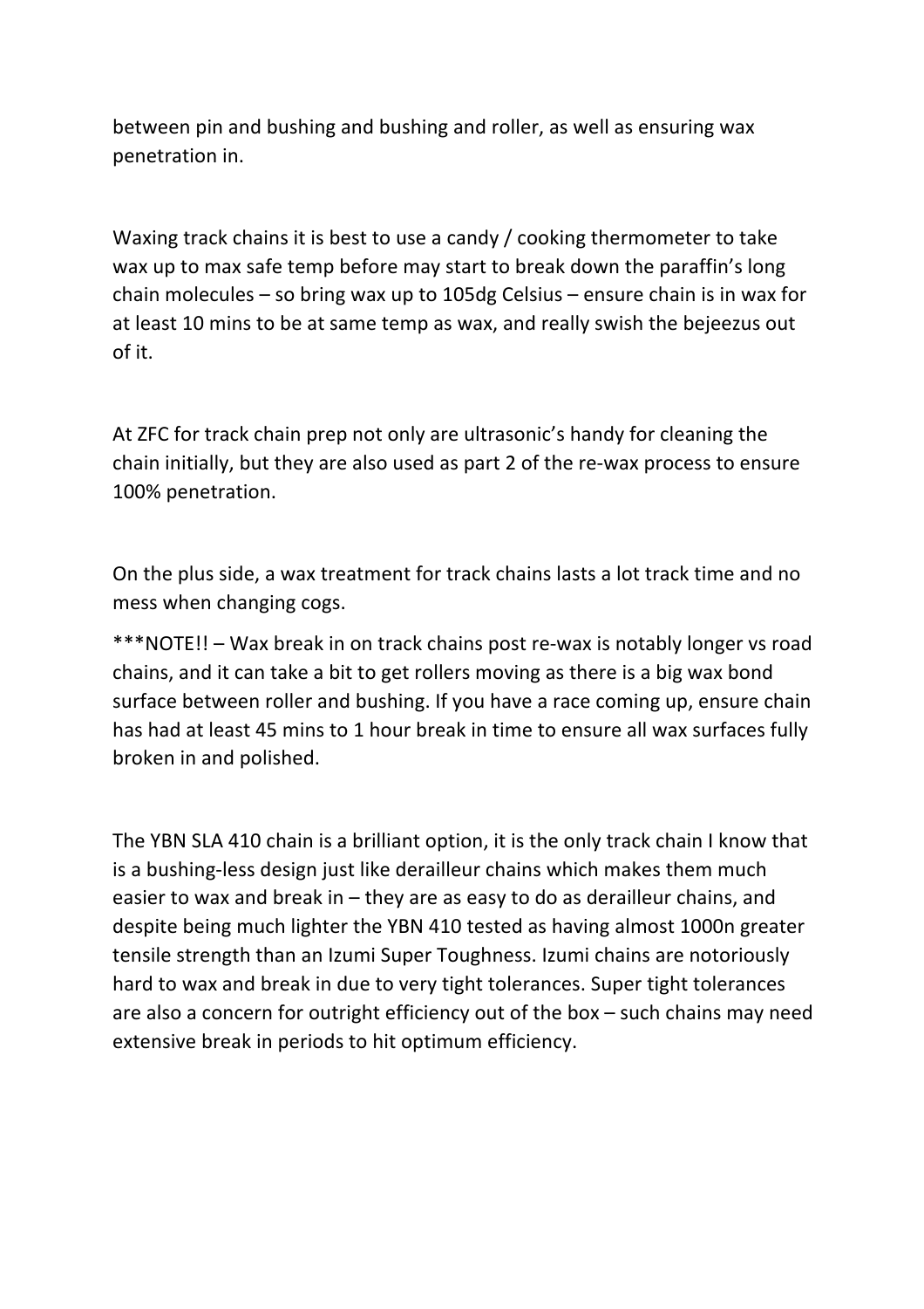between pin and bushing and bushing and roller, as well as ensuring wax penetration in.

Waxing track chains it is best to use a candy / cooking thermometer to take wax up to max safe temp before may start to break down the paraffin's long chain molecules – so bring wax up to 105dg Celsius – ensure chain is in wax for at least 10 mins to be at same temp as wax, and really swish the bejeezus out of it.

At ZFC for track chain prep not only are ultrasonic's handy for cleaning the chain initially, but they are also used as part 2 of the re-wax process to ensure 100% penetration.

On the plus side, a wax treatment for track chains lasts a lot track time and no mess when changing cogs.

***NOTE!! – Wax break in on track chains post re-wax is notably longer vs road chains, and it can take a bit to get rollers moving as there is a big wax bond surface between roller and bushing. If you have a race coming up, ensure chain has had at least 45 mins to 1 hour break in time to ensure all wax surfaces fully broken in and polished.

The YBN SLA 410 chain is a brilliant option, it is the only track chain I know that is a bushing-less design just like derailleur chains which makes them much easier to wax and break in – they are as easy to do as derailleur chains, and despite being much lighter the YBN 410 tested as having almost 1000n greater tensile strength than an Izumi Super Toughness. Izumi chains are notoriously hard to wax and break in due to very tight tolerances. Super tight tolerances are also a concern for outright efficiency out of the box – such chains may need extensive break in periods to hit optimum efficiency.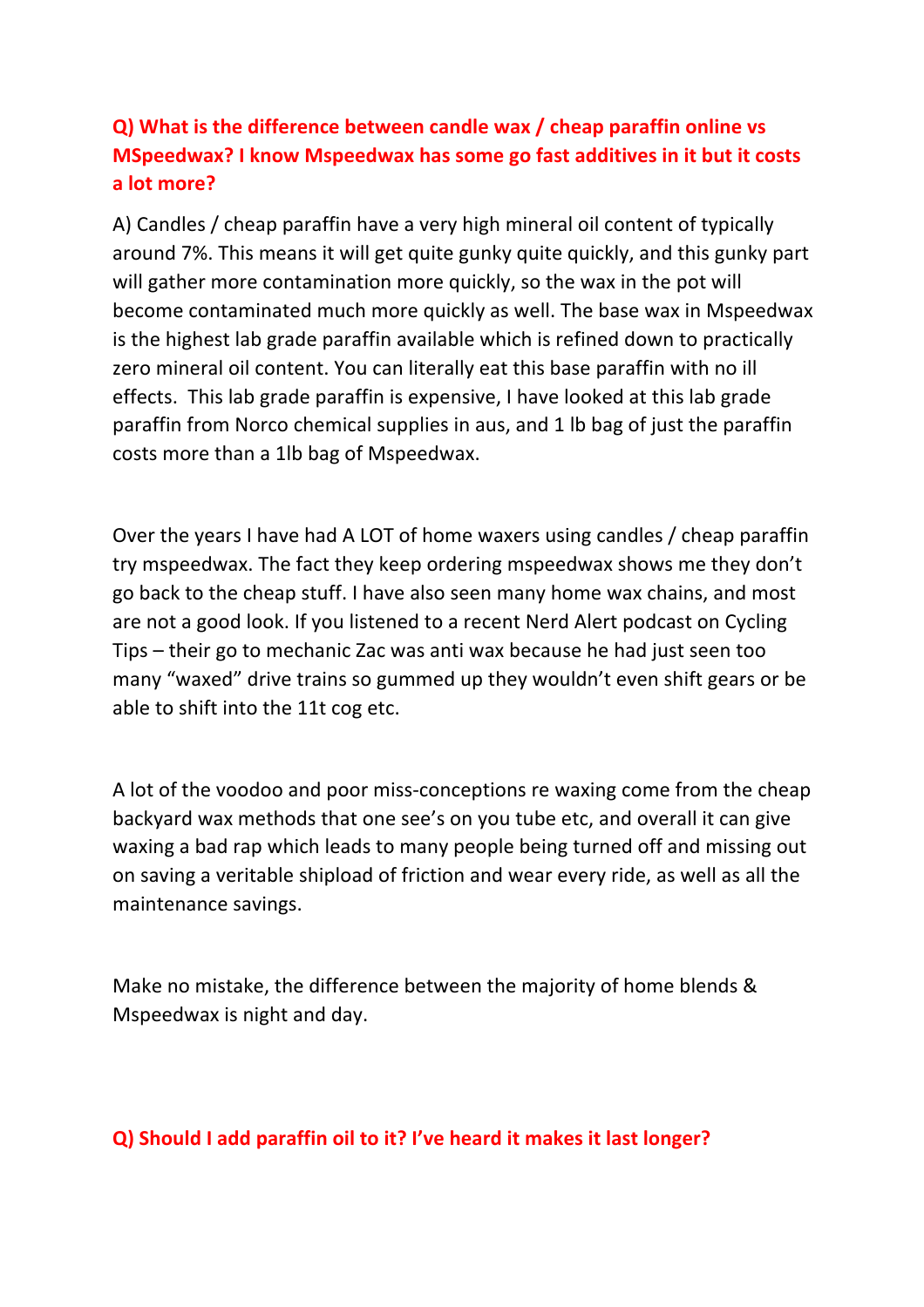**Q) What is the difference between candle wax / cheap paraffin online vs MSpeedwax? I know Mspeedwax has some go fast additives in it but it costs a lot more?**

A) Candles / cheap paraffin have a very high mineral oil content of typically around 7%. This means it will get quite gunky quite quickly, and this gunky part will gather more contamination more quickly, so the wax in the pot will become contaminated much more quickly as well. The base wax in Mspeedwax is the highest lab grade paraffin available which is refined down to practically zero mineral oil content. You can literally eat this base paraffin with no ill effects. This lab grade paraffin is expensive, I have looked at this lab grade paraffin from Norco chemical supplies in aus, and 1 lb bag of just the paraffin costs more than a 1lb bag of Mspeedwax.

Over the years I have had A LOT of home waxers using candles / cheap paraffin try mspeedwax. The fact they keep ordering mspeedwax shows me they don't go back to the cheap stuff. I have also seen many home wax chains, and most are not a good look. If you listened to a recent Nerd Alert podcast on Cycling Tips – their go to mechanic Zac was anti wax because he had just seen too many "waxed" drive trains so gummed up they wouldn't even shift gears or be able to shift into the 11t cog etc.

A lot of the voodoo and poor miss-conceptions re waxing come from the cheap backyard wax methods that one see's on you tube etc, and overall it can give waxing a bad rap which leads to many people being turned off and missing out on saving a veritable shipload of friction and wear every ride, as well as all the maintenance savings.

Make no mistake, the difference between the majority of home blends & Mspeedwax is night and day.

**Q) Should I add paraffin oil to it? I've heard it makes it last longer?**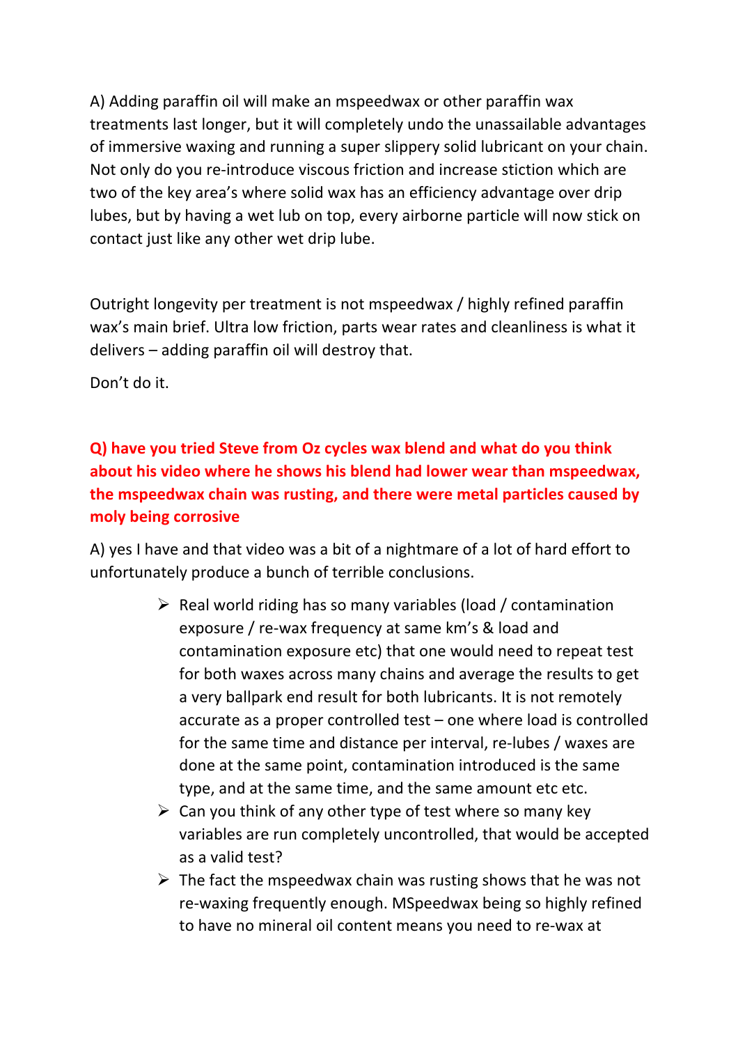A) Adding paraffin oil will make an mspeedwax or other paraffin wax treatments last longer, but it will completely undo the unassailable advantages of immersive waxing and running a super slippery solid lubricant on your chain. Not only do you re-introduce viscous friction and increase stiction which are two of the key area's where solid wax has an efficiency advantage over drip lubes, but by having a wet lub on top, every airborne particle will now stick on contact just like any other wet drip lube.

Outright longevity per treatment is not mspeedwax / highly refined paraffin wax's main brief. Ultra low friction, parts wear rates and cleanliness is what it delivers – adding paraffin oil will destroy that.

Don't do it.

**Q) have you tried Steve from Oz cycles wax blend and what do you think about his video where he shows his blend had lower wear than mspeedwax, the mspeedwax chain was rusting, and there were metal particles caused by moly being corrosive**

A) yes I have and that video was a bit of a nightmare of a lot of hard effort to unfortunately produce a bunch of terrible conclusions.

- Real world riding has so many variables (load / contamination exposure / re-wax frequency at same km's & load and contamination exposure etc) that one would need to repeat test for both waxes across many chains and average the results to get a very ballpark end result for both lubricants. It is not remotely accurate as a proper controlled test – one where load is controlled for the same time and distance per interval, re-lubes / waxes are done at the same point, contamination introduced is the same type, and at the same time, and the same amount etc etc.
- Can you think of any other type of test where so many key variables are run completely uncontrolled, that would be accepted as a valid test?
- The fact the mspeedwax chain was rusting shows that he was not re-waxing frequently enough. MSpeedwax being so highly refined to have no mineral oil content means you need to re-wax at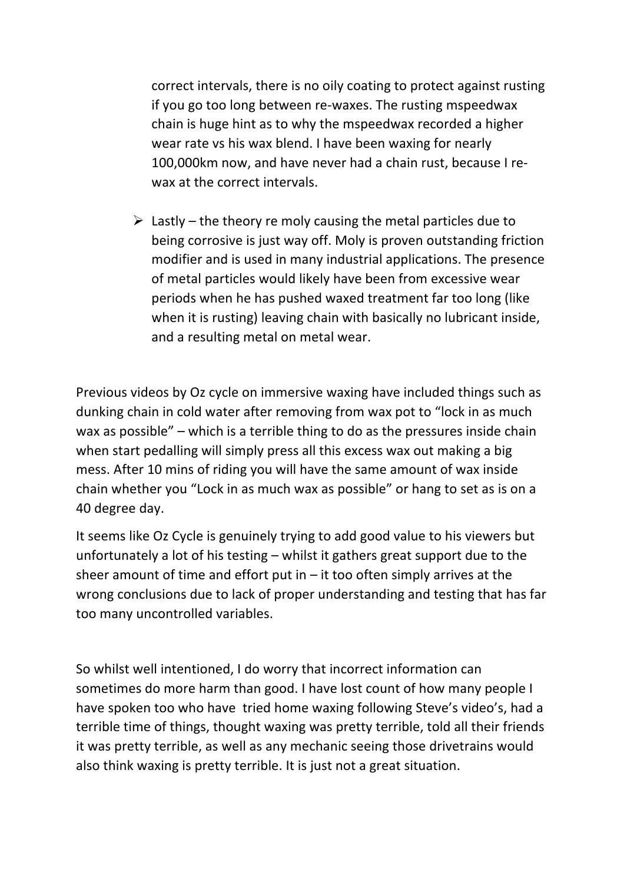correct intervals, there is no oily coating to protect against rusting if you go too long between re-waxes. The rusting mspeedwax chain is huge hint as to why the mspeedwax recorded a higher wear rate vs his wax blend. I have been waxing for nearly 100,000km now, and have never had a chain rust, because I re-wax at the correct intervals.

- Lastly – the theory re moly causing the metal particles due to being corrosive is just way off. Moly is proven outstanding friction modifier and is used in many industrial applications. The presence of metal particles would likely have been from excessive wear periods when he has pushed waxed treatment far too long (like when it is rusting) leaving chain with basically no lubricant inside, and a resulting metal on metal wear.

Previous videos by Oz cycle on immersive waxing have included things such as dunking chain in cold water after removing from wax pot to "lock in as much wax as possible" – which is a terrible thing to do as the pressures inside chain when start pedalling will simply press all this excess wax out making a big mess. After 10 mins of riding you will have the same amount of wax inside chain whether you "Lock in as much wax as possible" or hang to set as is on a 40 degree day.

It seems like Oz Cycle is genuinely trying to add good value to his viewers but unfortunately a lot of his testing – whilst it gathers great support due to the sheer amount of time and effort put in – it too often simply arrives at the wrong conclusions due to lack of proper understanding and testing that has far too many uncontrolled variables.

So whilst well intentioned, I do worry that incorrect information can sometimes do more harm than good. I have lost count of how many people I have spoken too who have tried home waxing following Steve's video's, had a terrible time of things, thought waxing was pretty terrible, told all their friends it was pretty terrible, as well as any mechanic seeing those drivetrains would also think waxing is pretty terrible. It is just not a great situation.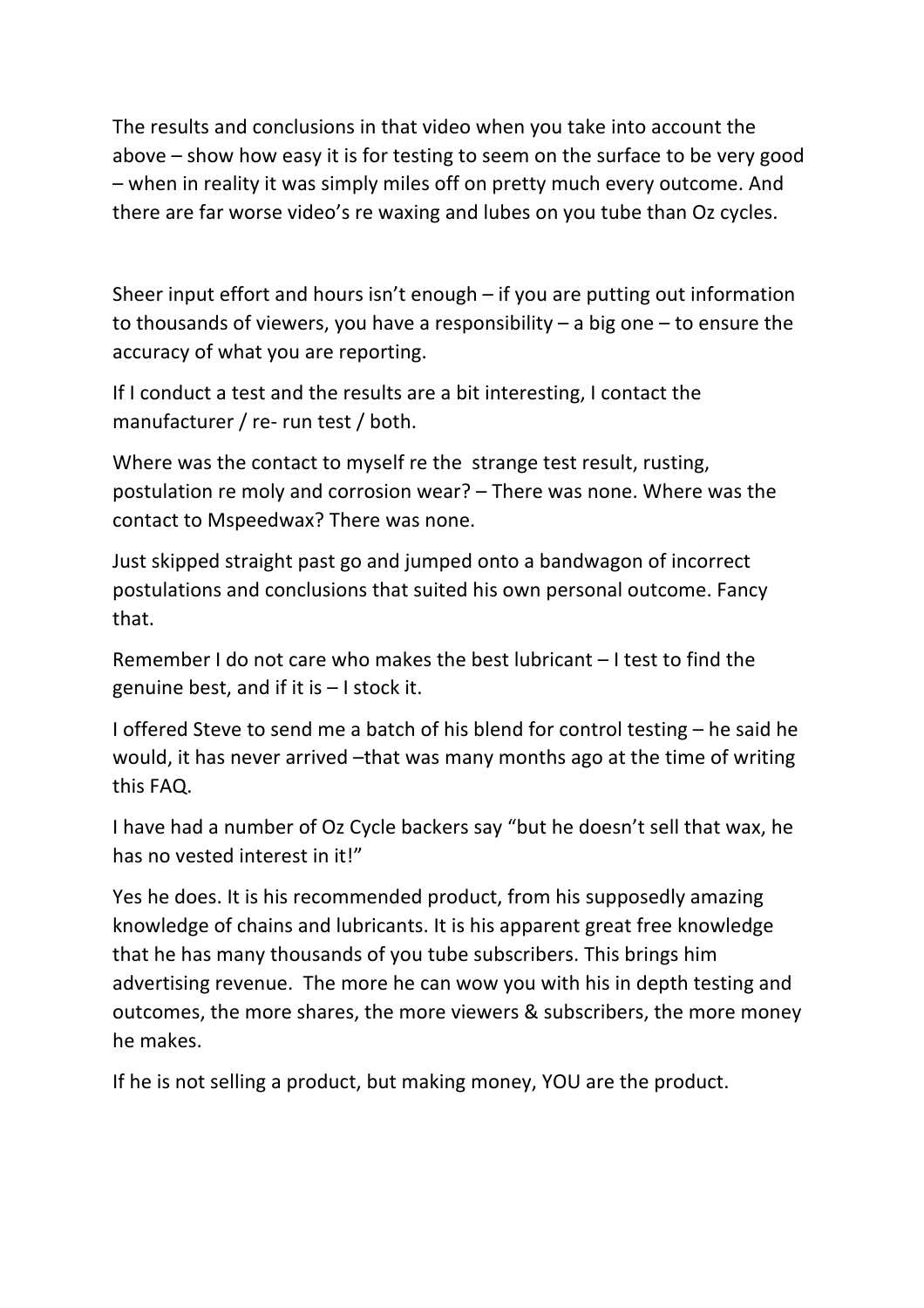The results and conclusions in that video when you take into account the above – show how easy it is for testing to seem on the surface to be very good – when in reality it was simply miles off on pretty much every outcome. And there are far worse video's re waxing and lubes on you tube than Oz cycles.

Sheer input effort and hours isn't enough – if you are putting out information to thousands of viewers, you have a responsibility – a big one – to ensure the accuracy of what you are reporting.

If I conduct a test and the results are a bit interesting, I contact the manufacturer / re- run test / both.

Where was the contact to myself re the strange test result, rusting, postulation re moly and corrosion wear? – There was none. Where was the contact to Mspeedwax? There was none.

Just skipped straight past go and jumped onto a bandwagon of incorrect postulations and conclusions that suited his own personal outcome. Fancy that.

Remember I do not care who makes the best lubricant – I test to find the genuine best, and if it is – I stock it.

I offered Steve to send me a batch of his blend for control testing – he said he would, it has never arrived –that was many months ago at the time of writing this FAQ.

I have had a number of Oz Cycle backers say "but he doesn't sell that wax, he has no vested interest in it!"

Yes he does. It is his recommended product, from his supposedly amazing knowledge of chains and lubricants. It is his apparent great free knowledge that he has many thousands of you tube subscribers. This brings him advertising revenue. The more he can wow you with his in depth testing and outcomes, the more shares, the more viewers & subscribers, the more money he makes.

If he is not selling a product, but making money, YOU are the product.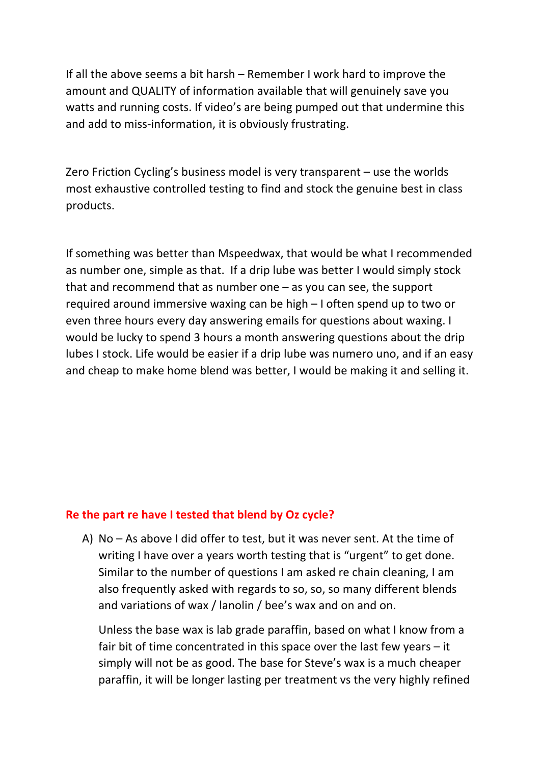If all the above seems a bit harsh – Remember I work hard to improve the amount and QUALITY of information available that will genuinely save you watts and running costs. If video's are being pumped out that undermine this and add to miss-information, it is obviously frustrating.

Zero Friction Cycling's business model is very transparent – use the worlds most exhaustive controlled testing to find and stock the genuine best in class products.

If something was better than Mspeedwax, that would be what I recommended as number one, simple as that. If a drip lube was better I would simply stock that and recommend that as number one – as you can see, the support required around immersive waxing can be high – I often spend up to two or even three hours every day answering emails for questions about waxing. I would be lucky to spend 3 hours a month answering questions about the drip lubes I stock. Life would be easier if a drip lube was numero uno, and if an easy and cheap to make home blend was better, I would be making it and selling it.

**Re the part re have I tested that blend by Oz cycle?**

A) No – As above I did offer to test, but it was never sent. At the time of writing I have over a years worth testing that is "urgent" to get done. Similar to the number of questions I am asked re chain cleaning, I am also frequently asked with regards to so, so, so many different blends and variations of wax / lanolin / bee's wax and on and on.

   Unless the base wax is lab grade paraffin, based on what I know from a fair bit of time concentrated in this space over the last few years – it simply will not be as good. The base for Steve's wax is a much cheaper paraffin, it will be longer lasting per treatment vs the very highly refined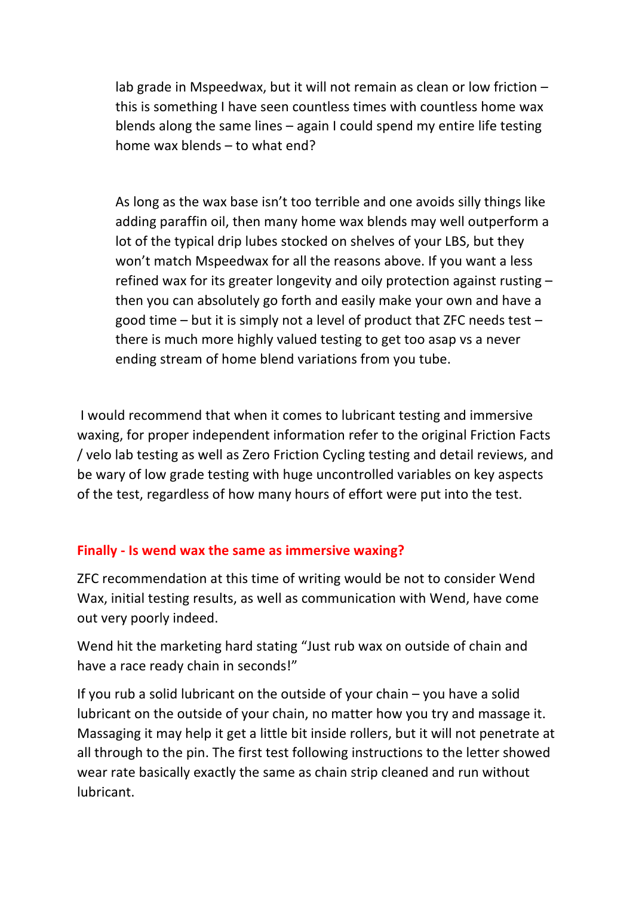lab grade in Mspeedwax, but it will not remain as clean or low friction – this is something I have seen countless times with countless home wax blends along the same lines – again I could spend my entire life testing home wax blends – to what end?

As long as the wax base isn't too terrible and one avoids silly things like adding paraffin oil, then many home wax blends may well outperform a lot of the typical drip lubes stocked on shelves of your LBS, but they won't match Mspeedwax for all the reasons above. If you want a less refined wax for its greater longevity and oily protection against rusting – then you can absolutely go forth and easily make your own and have a good time – but it is simply not a level of product that ZFC needs test – there is much more highly valued testing to get too asap vs a never ending stream of home blend variations from you tube.

I would recommend that when it comes to lubricant testing and immersive waxing, for proper independent information refer to the original Friction Facts / velo lab testing as well as Zero Friction Cycling testing and detail reviews, and be wary of low grade testing with huge uncontrolled variables on key aspects of the test, regardless of how many hours of effort were put into the test.

### Finally - Is wend wax the same as immersive waxing?

ZFC recommendation at this time of writing would be not to consider Wend Wax, initial testing results, as well as communication with Wend, have come out very poorly indeed.

Wend hit the marketing hard stating "Just rub wax on outside of chain and have a race ready chain in seconds!"

If you rub a solid lubricant on the outside of your chain – you have a solid lubricant on the outside of your chain, no matter how you try and massage it. Massaging it may help it get a little bit inside rollers, but it will not penetrate at all through to the pin. The first test following instructions to the letter showed wear rate basically exactly the same as chain strip cleaned and run without lubricant.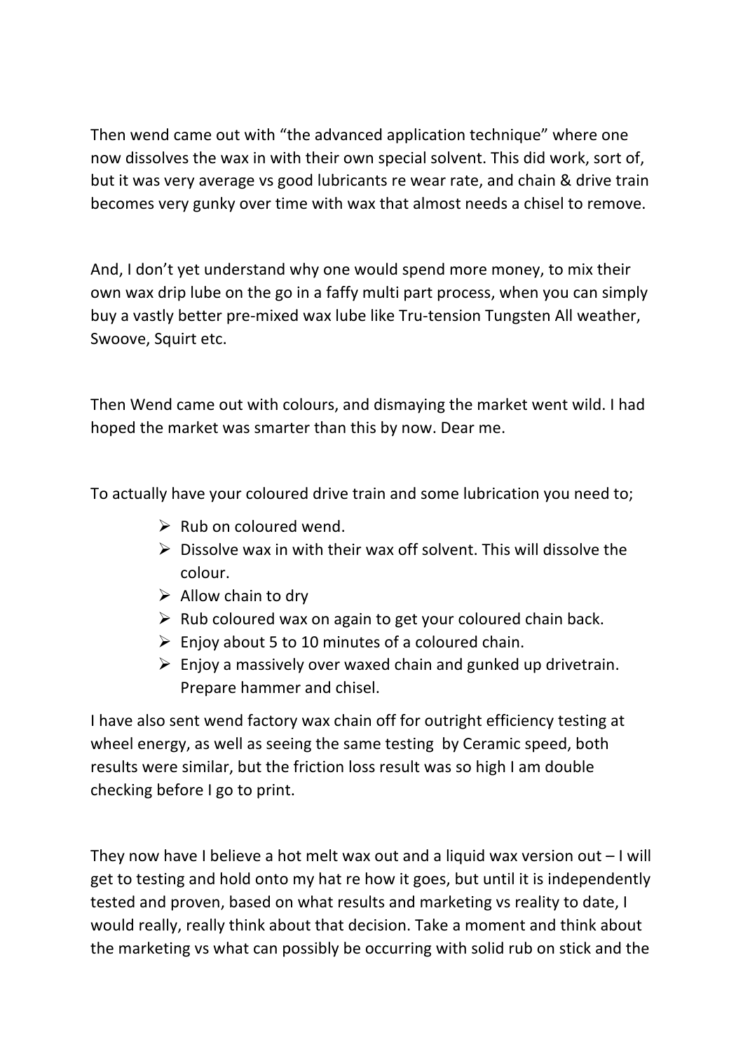Then wend came out with “the advanced application technique” where one now dissolves the wax in with their own special solvent. This did work, sort of, but it was very average vs good lubricants re wear rate, and chain & drive train becomes very gunky over time with wax that almost needs a chisel to remove.

And, I don’t yet understand why one would spend more money, to mix their own wax drip lube on the go in a faffy multi part process, when you can simply buy a vastly better pre-mixed wax lube like Tru-tension Tungsten All weather, Swoove, Squirt etc.

Then Wend came out with colours, and dismaying the market went wild. I had hoped the market was smarter than this by now. Dear me.

To actually have your coloured drive train and some lubrication you need to;

- Rub on coloured wend.
- Dissolve wax in with their wax off solvent. This will dissolve the colour.
- Allow chain to dry
- Rub coloured wax on again to get your coloured chain back.
- Enjoy about 5 to 10 minutes of a coloured chain.
- Enjoy a massively over waxed chain and gunked up drivetrain. Prepare hammer and chisel.

I have also sent wend factory wax chain off for outright efficiency testing at wheel energy, as well as seeing the same testing by Ceramic speed, both results were similar, but the friction loss result was so high I am double checking before I go to print.

They now have I believe a hot melt wax out and a liquid wax version out – I will get to testing and hold onto my hat re how it goes, but until it is independently tested and proven, based on what results and marketing vs reality to date, I would really, really think about that decision. Take a moment and think about the marketing vs what can possibly be occurring with solid rub on stick and the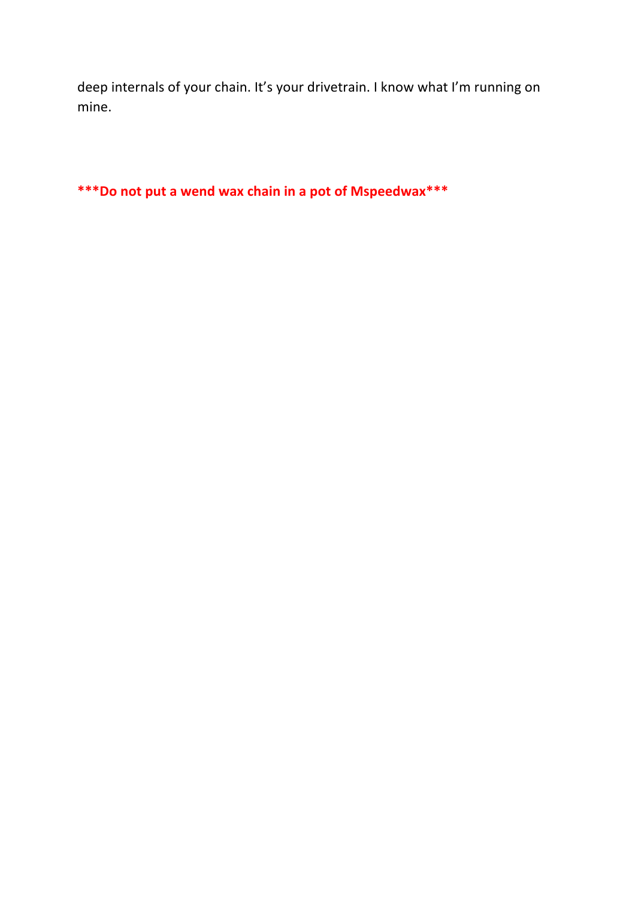deep internals of your chain. It's your drivetrain. I know what I'm running on mine.

**\*\*\*Do not put a wend wax chain in a pot of Mspeedwax\*\*\***

deep internals of your chain. It's your drivetrain. I know what I'm running on mine.

*****Do not put a wend wax chain in a pot of Mspeedwax*****